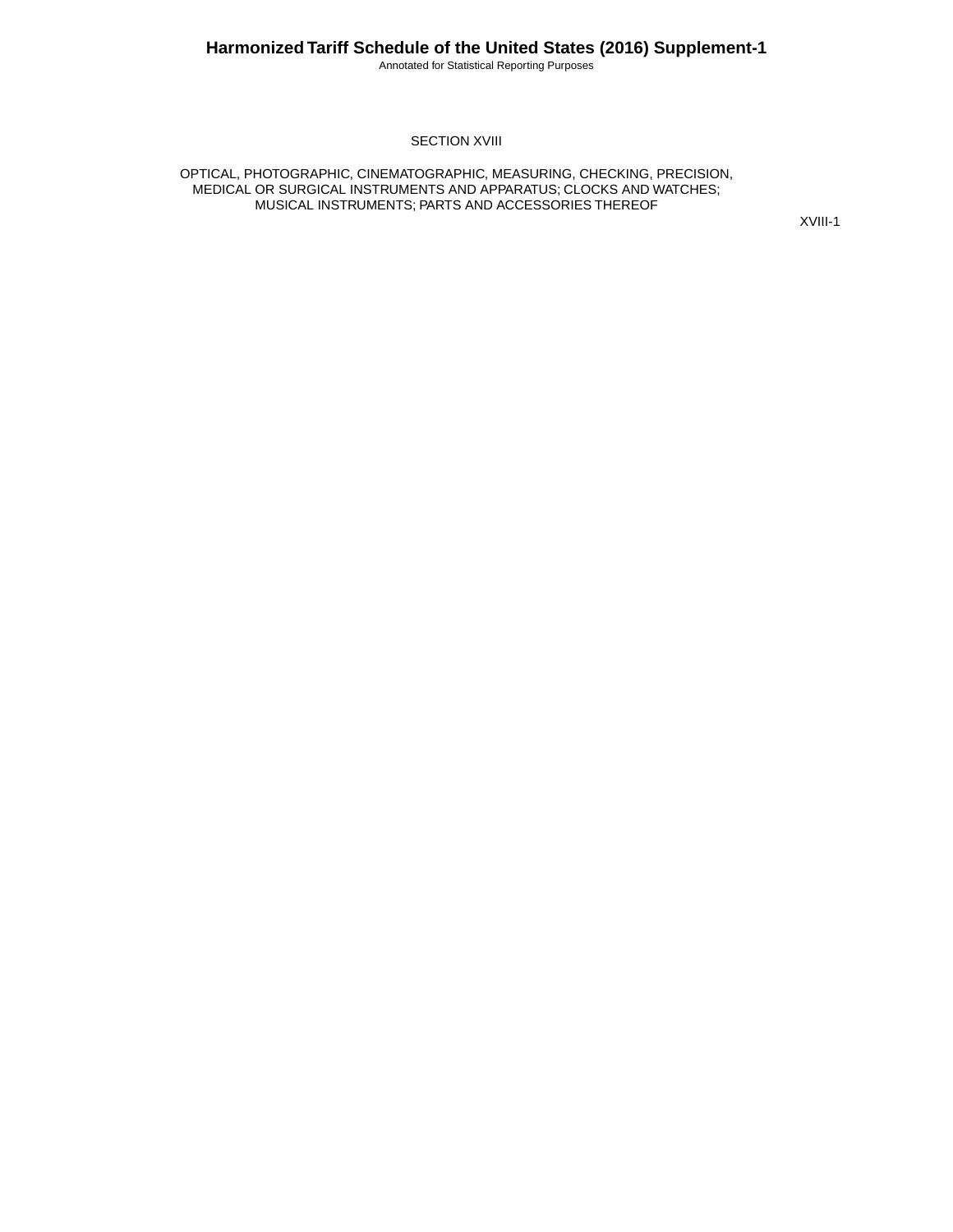# SECTION XVIII

## OPTICAL, PHOTOGRAPHIC, CINEMATOGRAPHIC, MEASURING, CHECKING, PRECISION, MEDICAL OR SURGICAL INSTRUMENTS AND APPARATUS; CLOCKS AND WATCHES; MUSICAL INSTRUMENTS; PARTS AND ACCESSORIES THEREOF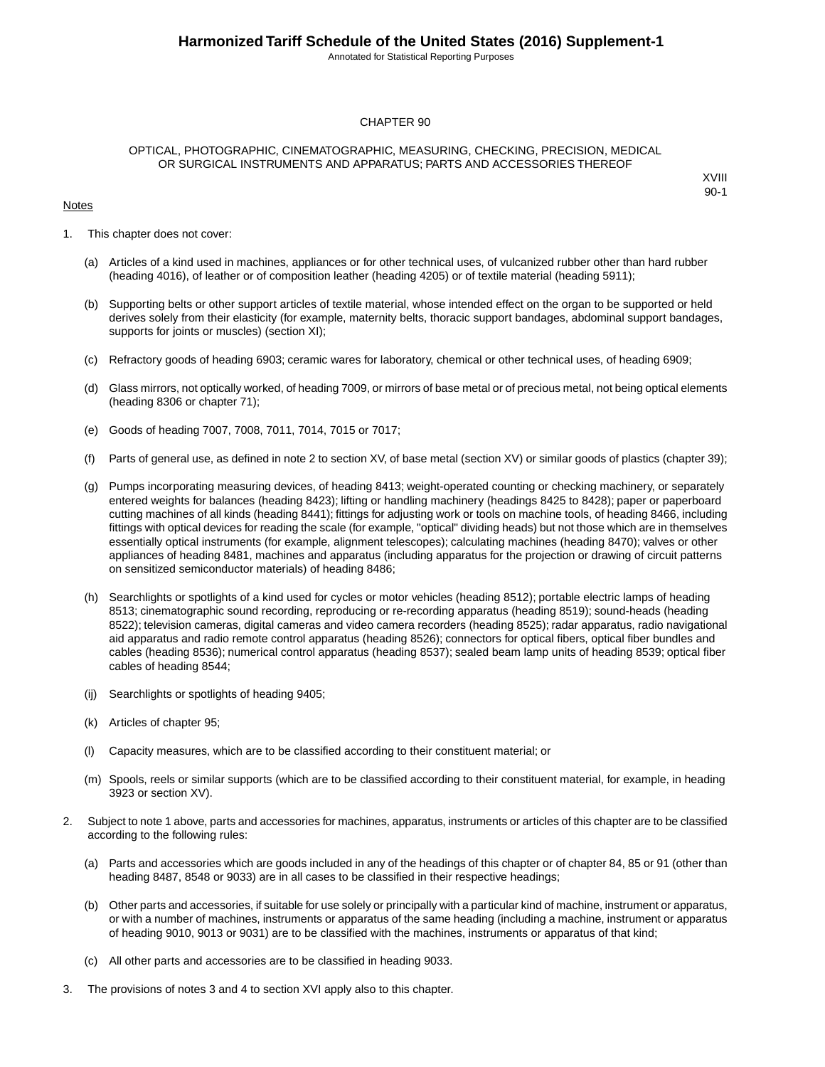# CHAPTER 90

## OPTICAL, PHOTOGRAPHIC, CINEMATOGRAPHIC, MEASURING, CHECKING, PRECISION, MEDICAL OR SURGICAL INSTRUMENTS AND APPARATUS; PARTS AND ACCESSORIES THEREOF

XVIII
90-1

Notes

1. This chapter does not cover:

   (a) Articles of a kind used in machines, appliances or for other technical uses, of vulcanized rubber other than hard rubber (heading 4016), of leather or of composition leather (heading 4205) or of textile material (heading 5911);

   (b) Supporting belts or other support articles of textile material, whose intended effect on the organ to be supported or held derives solely from their elasticity (for example, maternity belts, thoracic support bandages, abdominal support bandages, supports for joints or muscles) (section XI);

   (c) Refractory goods of heading 6903; ceramic wares for laboratory, chemical or other technical uses, of heading 6909;

   (d) Glass mirrors, not optically worked, of heading 7009, or mirrors of base metal or of precious metal, not being optical elements (heading 8306 or chapter 71);

   (e) Goods of heading 7007, 7008, 7011, 7014, 7015 or 7017;

   (f) Parts of general use, as defined in note 2 to section XV, of base metal (section XV) or similar goods of plastics (chapter 39);

   (g) Pumps incorporating measuring devices, of heading 8413; weight-operated counting or checking machinery, or separately entered weights for balances (heading 8423); lifting or handling machinery (headings 8425 to 8428); paper or paperboard cutting machines of all kinds (heading 8441); fittings for adjusting work or tools on machine tools, of heading 8466, including fittings with optical devices for reading the scale (for example, "optical" dividing heads) but not those which are in themselves essentially optical instruments (for example, alignment telescopes); calculating machines (heading 8470); valves or other appliances of heading 8481, machines and apparatus (including apparatus for the projection or drawing of circuit patterns on sensitized semiconductor materials) of heading 8486;

   (h) Searchlights or spotlights of a kind used for cycles or motor vehicles (heading 8512); portable electric lamps of heading 8513; cinematographic sound recording, reproducing or re-recording apparatus (heading 8519); sound-heads (heading 8522); television cameras, digital cameras and video camera recorders (heading 8525); radar apparatus, radio navigational aid apparatus and radio remote control apparatus (heading 8526); connectors for optical fibers, optical fiber bundles and cables (heading 8536); numerical control apparatus (heading 8537); sealed beam lamp units of heading 8539; optical fiber cables of heading 8544;

   (ij) Searchlights or spotlights of heading 9405;

   (k) Articles of chapter 95;

   (l) Capacity measures, which are to be classified according to their constituent material; or

   (m) Spools, reels or similar supports (which are to be classified according to their constituent material, for example, in heading 3923 or section XV).

2. Subject to note 1 above, parts and accessories for machines, apparatus, instruments or articles of this chapter are to be classified according to the following rules:

   (a) Parts and accessories which are goods included in any of the headings of this chapter or of chapter 84, 85 or 91 (other than heading 8487, 8548 or 9033) are in all cases to be classified in their respective headings;

   (b) Other parts and accessories, if suitable for use solely or principally with a particular kind of machine, instrument or apparatus, or with a number of machines, instruments or apparatus of the same heading (including a machine, instrument or apparatus of heading 9010, 9013 or 9031) are to be classified with the machines, instruments or apparatus of that kind;

   (c) All other parts and accessories are to be classified in heading 9033.

3. The provisions of notes 3 and 4 to section XVI apply also to this chapter.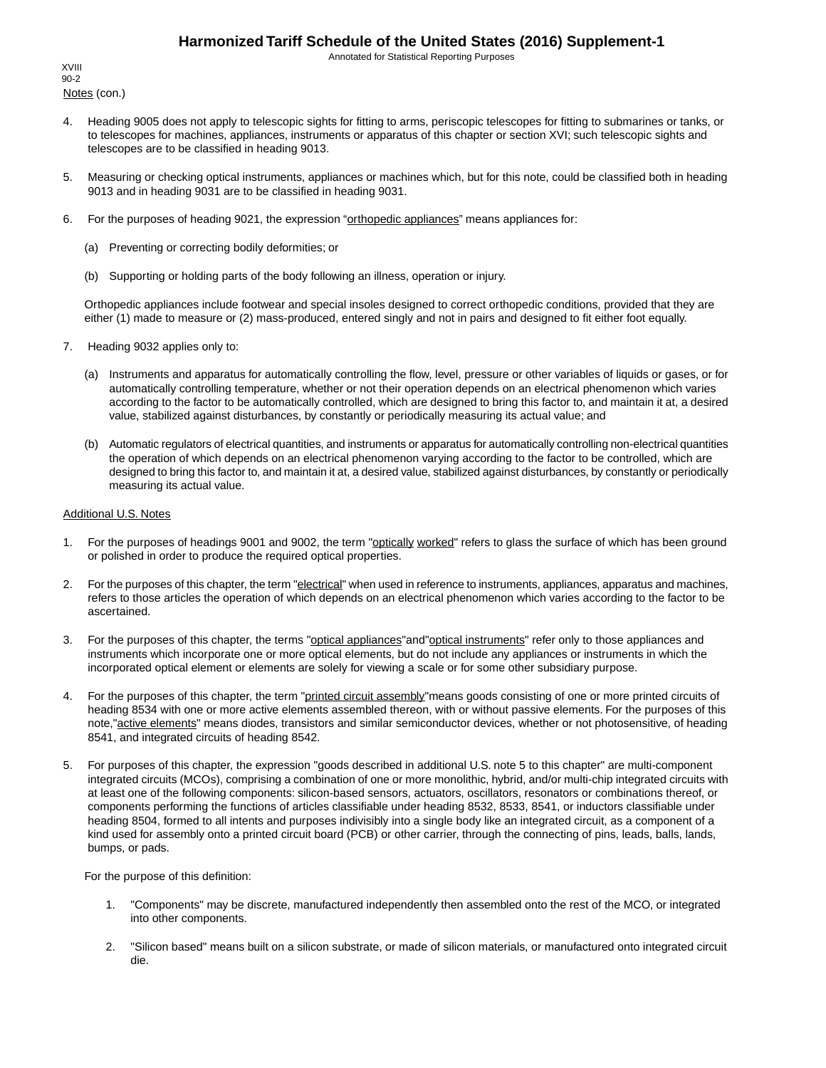Notes (con.)

4. Heading 9005 does not apply to telescopic sights for fitting to arms, periscopic telescopes for fitting to submarines or tanks, or to telescopes for machines, appliances, instruments or apparatus of this chapter or section XVI; such telescopic sights and telescopes are to be classified in heading 9013.

5. Measuring or checking optical instruments, appliances or machines which, but for this note, could be classified both in heading 9013 and in heading 9031 are to be classified in heading 9031.

6. For the purposes of heading 9021, the expression “orthopedic appliances” means appliances for:

   (a) Preventing or correcting bodily deformities; or

   (b) Supporting or holding parts of the body following an illness, operation or injury.

   Orthopedic appliances include footwear and special insoles designed to correct orthopedic conditions, provided that they are either (1) made to measure or (2) mass-produced, entered singly and not in pairs and designed to fit either foot equally.

7. Heading 9032 applies only to:

   (a) Instruments and apparatus for automatically controlling the flow, level, pressure or other variables of liquids or gases, or for automatically controlling temperature, whether or not their operation depends on an electrical phenomenon which varies according to the factor to be automatically controlled, which are designed to bring this factor to, and maintain it at, a desired value, stabilized against disturbances, by constantly or periodically measuring its actual value; and

   (b) Automatic regulators of electrical quantities, and instruments or apparatus for automatically controlling non-electrical quantities the operation of which depends on an electrical phenomenon varying according to the factor to be controlled, which are designed to bring this factor to, and maintain it at, a desired value, stabilized against disturbances, by constantly or periodically measuring its actual value.

Additional U.S. Notes

1. For the purposes of headings 9001 and 9002, the term "optically worked" refers to glass the surface of which has been ground or polished in order to produce the required optical properties.

2. For the purposes of this chapter, the term "electrical" when used in reference to instruments, appliances, apparatus and machines, refers to those articles the operation of which depends on an electrical phenomenon which varies according to the factor to be ascertained.

3. For the purposes of this chapter, the terms "optical appliances"and"optical instruments" refer only to those appliances and instruments which incorporate one or more optical elements, but do not include any appliances or instruments in which the incorporated optical element or elements are solely for viewing a scale or for some other subsidiary purpose.

4. For the purposes of this chapter, the term "printed circuit assembly"means goods consisting of one or more printed circuits of heading 8534 with one or more active elements assembled thereon, with or without passive elements. For the purposes of this note,"active elements" means diodes, transistors and similar semiconductor devices, whether or not photosensitive, of heading 8541, and integrated circuits of heading 8542.

5. For purposes of this chapter, the expression "goods described in additional U.S. note 5 to this chapter" are multi-component integrated circuits (MCOs), comprising a combination of one or more monolithic, hybrid, and/or multi-chip integrated circuits with at least one of the following components: silicon-based sensors, actuators, oscillators, resonators or combinations thereof, or components performing the functions of articles classifiable under heading 8532, 8533, 8541, or inductors classifiable under heading 8504, formed to all intents and purposes indivisibly into a single body like an integrated circuit, as a component of a kind used for assembly onto a printed circuit board (PCB) or other carrier, through the connecting of pins, leads, balls, lands, bumps, or pads.

   For the purpose of this definition:

   1. "Components" may be discrete, manufactured independently then assembled onto the rest of the MCO, or integrated into other components.

   2. "Silicon based" means built on a silicon substrate, or made of silicon materials, or manufactured onto integrated circuit die.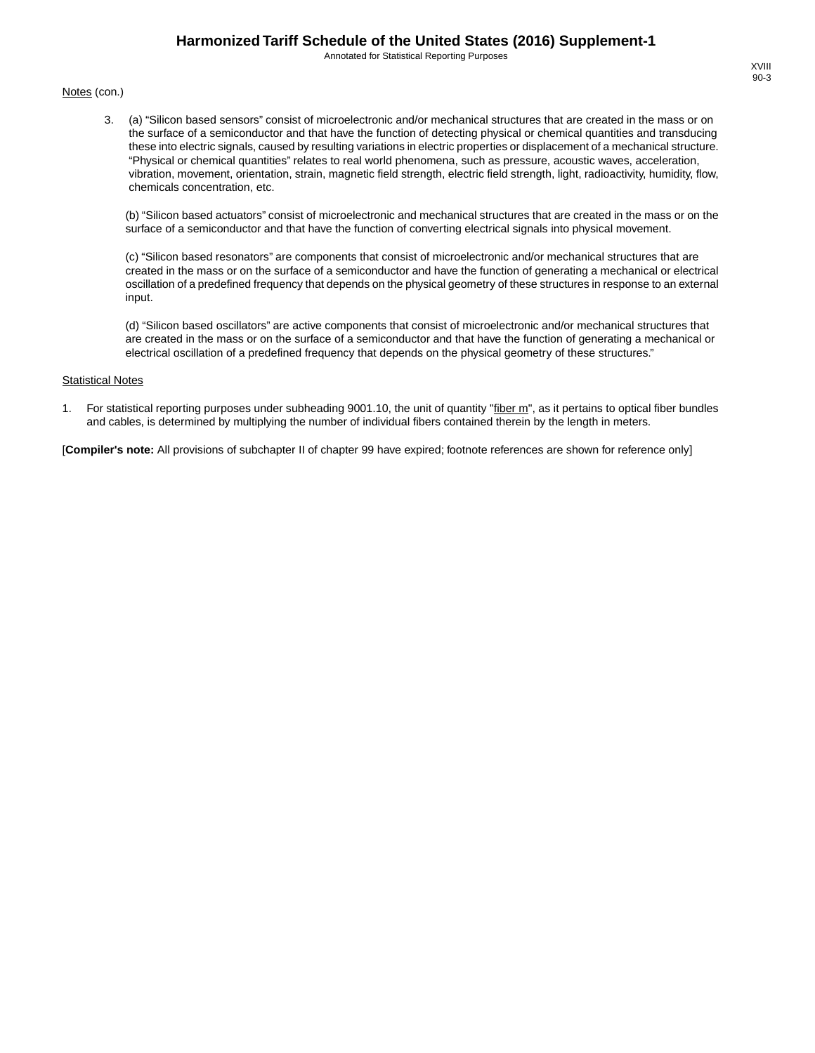Notes (con.)

3. (a) “Silicon based sensors” consist of microelectronic and/or mechanical structures that are created in the mass or on the surface of a semiconductor and that have the function of detecting physical or chemical quantities and transducing these into electric signals, caused by resulting variations in electric properties or displacement of a mechanical structure. “Physical or chemical quantities” relates to real world phenomena, such as pressure, acoustic waves, acceleration, vibration, movement, orientation, strain, magnetic field strength, electric field strength, light, radioactivity, humidity, flow, chemicals concentration, etc.

   (b) “Silicon based actuators” consist of microelectronic and mechanical structures that are created in the mass or on the surface of a semiconductor and that have the function of converting electrical signals into physical movement.

   (c) “Silicon based resonators” are components that consist of microelectronic and/or mechanical structures that are created in the mass or on the surface of a semiconductor and have the function of generating a mechanical or electrical oscillation of a predefined frequency that depends on the physical geometry of these structures in response to an external input.

   (d) “Silicon based oscillators” are active components that consist of microelectronic and/or mechanical structures that are created in the mass or on the surface of a semiconductor and that have the function of generating a mechanical or electrical oscillation of a predefined frequency that depends on the physical geometry of these structures.”

Statistical Notes

1. For statistical reporting purposes under subheading 9001.10, the unit of quantity "fiber m", as it pertains to optical fiber bundles and cables, is determined by multiplying the number of individual fibers contained therein by the length in meters.

[**Compiler's note:** All provisions of subchapter II of chapter 99 have expired; footnote references are shown for reference only]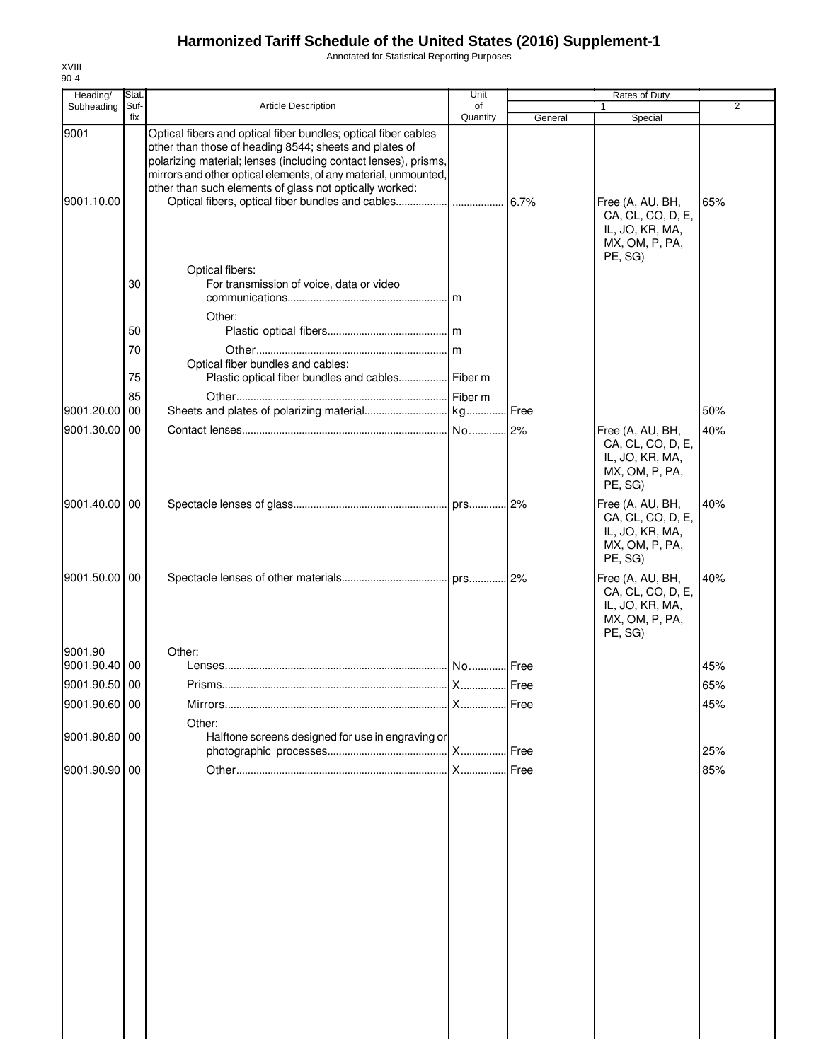# Harmonized Tariff Schedule of the United States (2016) Supplement-1

Annotated for Statistical Reporting Purposes

XVIII
90-4

| Heading/ Subheading | Stat. Suf- fix | Article Description | Unit of Quantity | Rates of Duty | | |
|---|---|---|---|---|---|---|
| | | | | 1 | | 2 |
| | | | | General | Special | |
| 9001 | | Optical fibers and optical fiber bundles; optical fiber cables other than those of heading 8544; sheets and plates of polarizing material; lenses (including contact lenses), prisms, mirrors and other optical elements, of any material, unmounted, other than such elements of glass not optically worked: | | | | |
| 9001.10.00 | | Optical fibers, optical fiber bundles and cables | | 6.7% | Free (A, AU, BH, CA, CL, CO, D, E, IL, JO, KR, MA, MX, OM, P, PA, PE, SG) | 65% |
| | | Optical fibers: | | | | |
| | 30 | For transmission of voice, data or video communications | m | | | |
| | | Other: | | | | |
| | 50 | Plastic optical fibers | m | | | |
| | 70 | Other | m | | | |
| | | Optical fiber bundles and cables: | | | | |
| | 75 | Plastic optical fiber bundles and cables | Fiber m | | | |
| | 85 | Other | Fiber m | | | |
| 9001.20.00 | 00 | Sheets and plates of polarizing material | kg | Free | | 50% |
| 9001.30.00 | 00 | Contact lenses | No. | 2% | Free (A, AU, BH, CA, CL, CO, D, E, IL, JO, KR, MA, MX, OM, P, PA, PE, SG) | 40% |
| 9001.40.00 | 00 | Spectacle lenses of glass | prs. | 2% | Free (A, AU, BH, CA, CL, CO, D, E, IL, JO, KR, MA, MX, OM, P, PA, PE, SG) | 40% |
| 9001.50.00 | 00 | Spectacle lenses of other materials | prs. | 2% | Free (A, AU, BH, CA, CL, CO, D, E, IL, JO, KR, MA, MX, OM, P, PA, PE, SG) | 40% |
| 9001.90 | | Other: | | | | |
| 9001.90.40 | 00 | Lenses | No. | Free | | 45% |
| 9001.90.50 | 00 | Prisms | X | Free | | 65% |
| 9001.90.60 | 00 | Mirrors | X | Free | | 45% |
| | | Other: | | | | |
| 9001.90.80 | 00 | Halftone screens designed for use in engraving or photographic processes | X | Free | | 25% |
| 9001.90.90 | 00 | Other | X | Free | | 85% |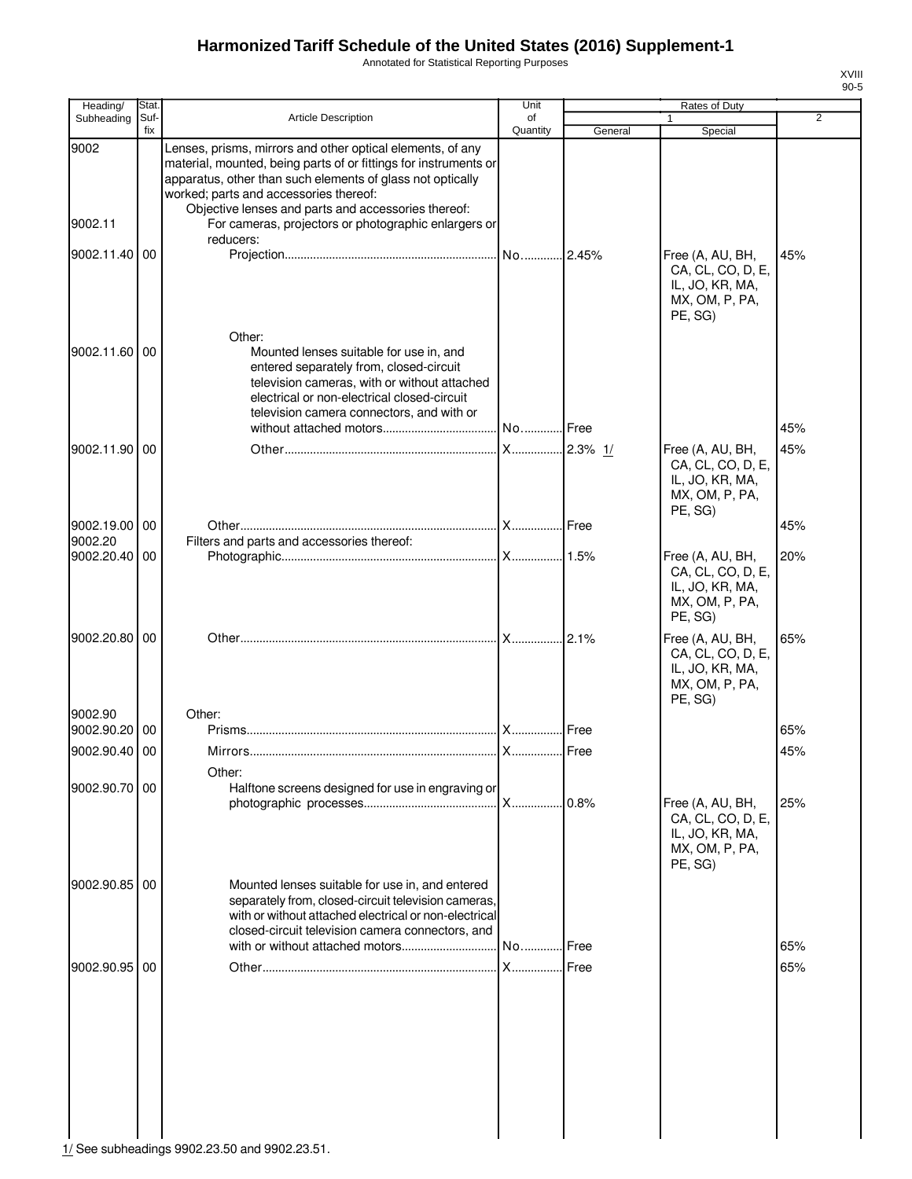# Harmonized Tariff Schedule of the United States (2016) Supplement-1

Annotated for Statistical Reporting Purposes

XVIII
90-5

| Heading/ Subheading | Stat. Suf-fix | Article Description | Unit of Quantity | Rates of Duty 1 General | Rates of Duty 1 Special | Rates of Duty 2 |
|---|---|---|---|---|---|---|
| 9002 | | Lenses, prisms, mirrors and other optical elements, of any material, mounted, being parts of or fittings for instruments or apparatus, other than such elements of glass not optically worked; parts and accessories thereof: | | | | |
| | | Objective lenses and parts and accessories thereof: | | | | |
| 9002.11 | | For cameras, projectors or photographic enlargers or reducers: | | | | |
| 9002.11.40 | 00 | Projection | No. | 2.45% | Free (A, AU, BH, CA, CL, CO, D, E, IL, JO, KR, MA, MX, OM, P, PA, PE, SG) | 45% |
| | | Other: | | | | |
| 9002.11.60 | 00 | Mounted lenses suitable for use in, and entered separately from, closed-circuit television cameras, with or without attached electrical or non-electrical closed-circuit television camera connectors, and with or without attached motors | No. | Free | | 45% |
| 9002.11.90 | 00 | Other | X | 2.3% 1/ | Free (A, AU, BH, CA, CL, CO, D, E, IL, JO, KR, MA, MX, OM, P, PA, PE, SG) | 45% |
| 9002.19.00 | 00 | Other | X | Free | | 45% |
| 9002.20 | | Filters and parts and accessories thereof: | | | | |
| 9002.20.40 | 00 | Photographic | X | 1.5% | Free (A, AU, BH, CA, CL, CO, D, E, IL, JO, KR, MA, MX, OM, P, PA, PE, SG) | 20% |
| 9002.20.80 | 00 | Other | X | 2.1% | Free (A, AU, BH, CA, CL, CO, D, E, IL, JO, KR, MA, MX, OM, P, PA, PE, SG) | 65% |
| 9002.90 | | Other: | | | | |
| 9002.90.20 | 00 | Prisms | X | Free | | 65% |
| 9002.90.40 | 00 | Mirrors | X | Free | | 45% |
| | | Other: | | | | |
| 9002.90.70 | 00 | Halftone screens designed for use in engraving or photographic processes | X | 0.8% | Free (A, AU, BH, CA, CL, CO, D, E, IL, JO, KR, MA, MX, OM, P, PA, PE, SG) | 25% |
| 9002.90.85 | 00 | Mounted lenses suitable for use in, and entered separately from, closed-circuit television cameras, with or without attached electrical or non-electrical closed-circuit television camera connectors, and with or without attached motors | No. | Free | | 65% |
| 9002.90.95 | 00 | Other | X | Free | | 65% |

1/ See subheadings 9902.23.50 and 9902.23.51.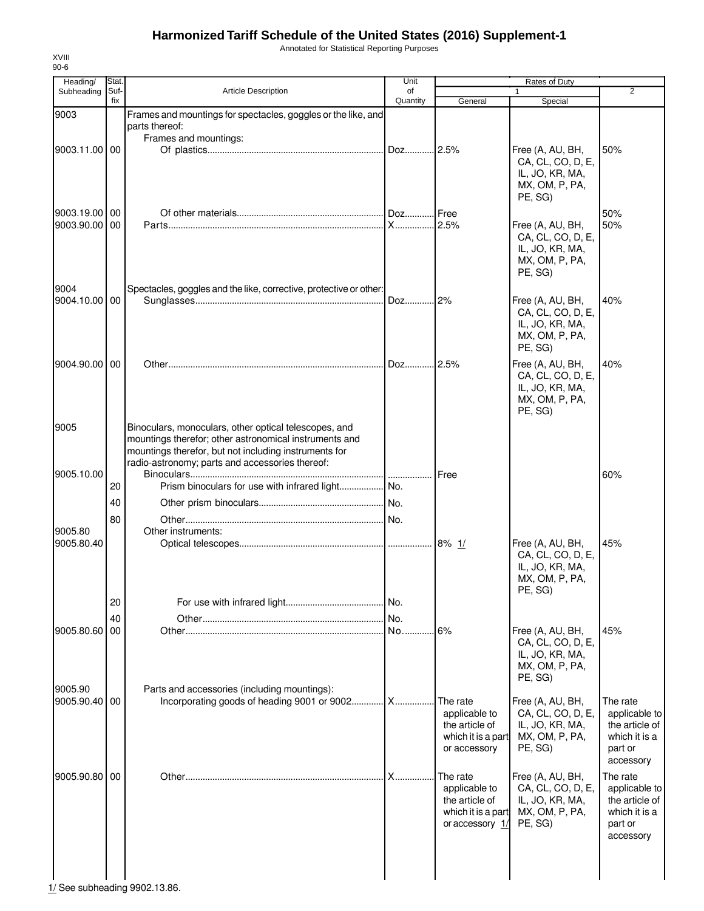# Harmonized Tariff Schedule of the United States (2016) Supplement-1

Annotated for Statistical Reporting Purposes

XVIII
90-6

| Heading/ Subheading | Stat. Suf-fix | Article Description | Unit of Quantity | Rates of Duty 1 General | Special | 2 |
|---|---|---|---|---|---|---|
| 9003 | | Frames and mountings for spectacles, goggles or the like, and parts thereof: | | | | |
| | | Frames and mountings: | | | | |
| 9003.11.00 | 00 | Of plastics | Doz | 2.5% | Free (A, AU, BH, CA, CL, CO, D, E, IL, JO, KR, MA, MX, OM, P, PA, PE, SG) | 50% |
| 9003.19.00 | 00 | Of other materials | Doz | Free | | 50% |
| 9003.90.00 | 00 | Parts | X | 2.5% | Free (A, AU, BH, CA, CL, CO, D, E, IL, JO, KR, MA, MX, OM, P, PA, PE, SG) | 50% |
| 9004 | | Spectacles, goggles and the like, corrective, protective or other: | | | | |
| 9004.10.00 | 00 | Sunglasses | Doz | 2% | Free (A, AU, BH, CA, CL, CO, D, E, IL, JO, KR, MA, MX, OM, P, PA, PE, SG) | 40% |
| 9004.90.00 | 00 | Other | Doz | 2.5% | Free (A, AU, BH, CA, CL, CO, D, E, IL, JO, KR, MA, MX, OM, P, PA, PE, SG) | 40% |
| 9005 | | Binoculars, monoculars, other optical telescopes, and mountings therefor; other astronomical instruments and mountings therefor, but not including instruments for radio-astronomy; parts and accessories thereof: | | | | |
| 9005.10.00 | | Binoculars | | Free | | 60% |
| | 20 | Prism binoculars for use with infrared light | No. | | | |
| | 40 | Other prism binoculars | No. | | | |
| | 80 | Other | No. | | | |
| 9005.80 | | Other instruments: | | | | |
| 9005.80.40 | | Optical telescopes | | 8% 1/ | Free (A, AU, BH, CA, CL, CO, D, E, IL, JO, KR, MA, MX, OM, P, PA, PE, SG) | 45% |
| | 20 | For use with infrared light | No. | | | |
| | 40 | Other | No. | | | |
| 9005.80.60 | 00 | Other | No. | 6% | Free (A, AU, BH, CA, CL, CO, D, E, IL, JO, KR, MA, MX, OM, P, PA, PE, SG) | 45% |
| 9005.90 | | Parts and accessories (including mountings): | | | | |
| 9005.90.40 | 00 | Incorporating goods of heading 9001 or 9002 | X | The rate applicable to the article of which it is a part or accessory | Free (A, AU, BH, CA, CL, CO, D, E, IL, JO, KR, MA, MX, OM, P, PA, PE, SG) | The rate applicable to the article of which it is a part or accessory |
| 9005.90.80 | 00 | Other | X | The rate applicable to the article of which it is a part or accessory 1/ | Free (A, AU, BH, CA, CL, CO, D, E, IL, JO, KR, MA, MX, OM, P, PA, PE, SG) | The rate applicable to the article of which it is a part or accessory |

1/ See subheading 9902.13.86.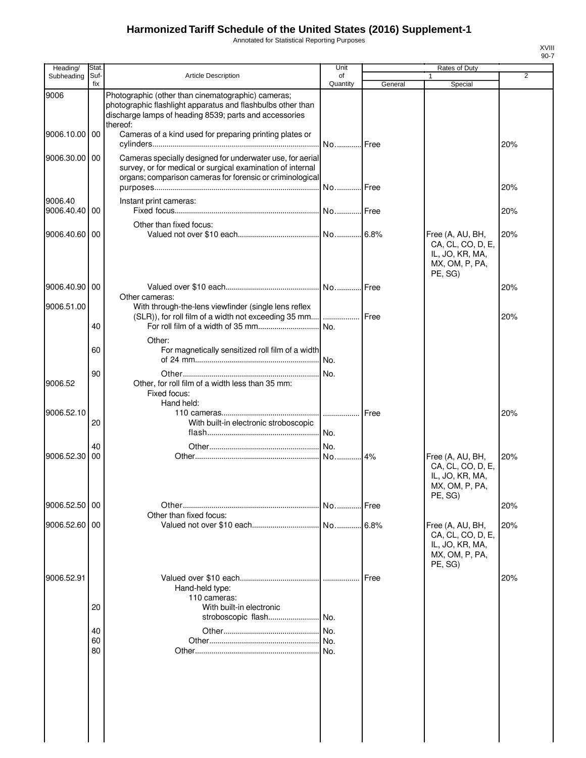# Harmonized Tariff Schedule of the United States (2016) Supplement-1

Annotated for Statistical Reporting Purposes

XVIII
90-7

| Heading/ Subheading | Stat. Suf-fix | Article Description | Unit of Quantity | Rates of Duty 1 General | Special | 2 |
|---|---|---|---|---|---|---|
| 9006 | | Photographic (other than cinematographic) cameras; photographic flashlight apparatus and flashbulbs other than discharge lamps of heading 8539; parts and accessories thereof: | | | | |
| 9006.10.00 | 00 | Cameras of a kind used for preparing printing plates or cylinders | No. | Free | | 20% |
| 9006.30.00 | 00 | Cameras specially designed for underwater use, for aerial survey, or for medical or surgical examination of internal organs; comparison cameras for forensic or criminological purposes | No. | Free | | 20% |
| 9006.40 | | Instant print cameras: | | | | |
| 9006.40.40 | 00 | Fixed focus | No. | Free | | 20% |
| | | Other than fixed focus: | | | | |
| 9006.40.60 | 00 | Valued not over $10 each | No. | 6.8% | Free (A, AU, BH, CA, CL, CO, D, E, IL, JO, KR, MA, MX, OM, P, PA, PE, SG) | 20% |
| 9006.40.90 | 00 | Valued over $10 each | No. | Free | | 20% |
| | | Other cameras: | | | | |
| 9006.51.00 | | With through-the-lens viewfinder (single lens reflex (SLR)), for roll film of a width not exceeding 35 mm | | Free | | 20% |
| | 40 | For roll film of a width of 35 mm | No. | | | |
| | | Other: | | | | |
| | 60 | For magnetically sensitized roll film of a width of 24 mm | No. | | | |
| | 90 | Other | No. | | | |
| 9006.52 | | Other, for roll film of a width less than 35 mm: | | | | |
| | | Fixed focus: | | | | |
| | | Hand held: | | | | |
| 9006.52.10 | | 110 cameras | | Free | | 20% |
| | 20 | With built-in electronic stroboscopic flash | No. | | | |
| | 40 | Other | No. | | | |
| 9006.52.30 | 00 | Other | No. | 4% | Free (A, AU, BH, CA, CL, CO, D, E, IL, JO, KR, MA, MX, OM, P, PA, PE, SG) | 20% |
| 9006.52.50 | 00 | Other | No. | Free | | 20% |
| | | Other than fixed focus: | | | | |
| 9006.52.60 | 00 | Valued not over $10 each | No. | 6.8% | Free (A, AU, BH, CA, CL, CO, D, E, IL, JO, KR, MA, MX, OM, P, PA, PE, SG) | 20% |
| 9006.52.91 | | Valued over $10 each | | Free | | 20% |
| | | Hand-held type: | | | | |
| | | 110 cameras: | | | | |
| | 20 | With built-in electronic stroboscopic flash | No. | | | |
| | 40 | Other | No. | | | |
| | 60 | Other | No. | | | |
| | 80 | Other | No. | | | |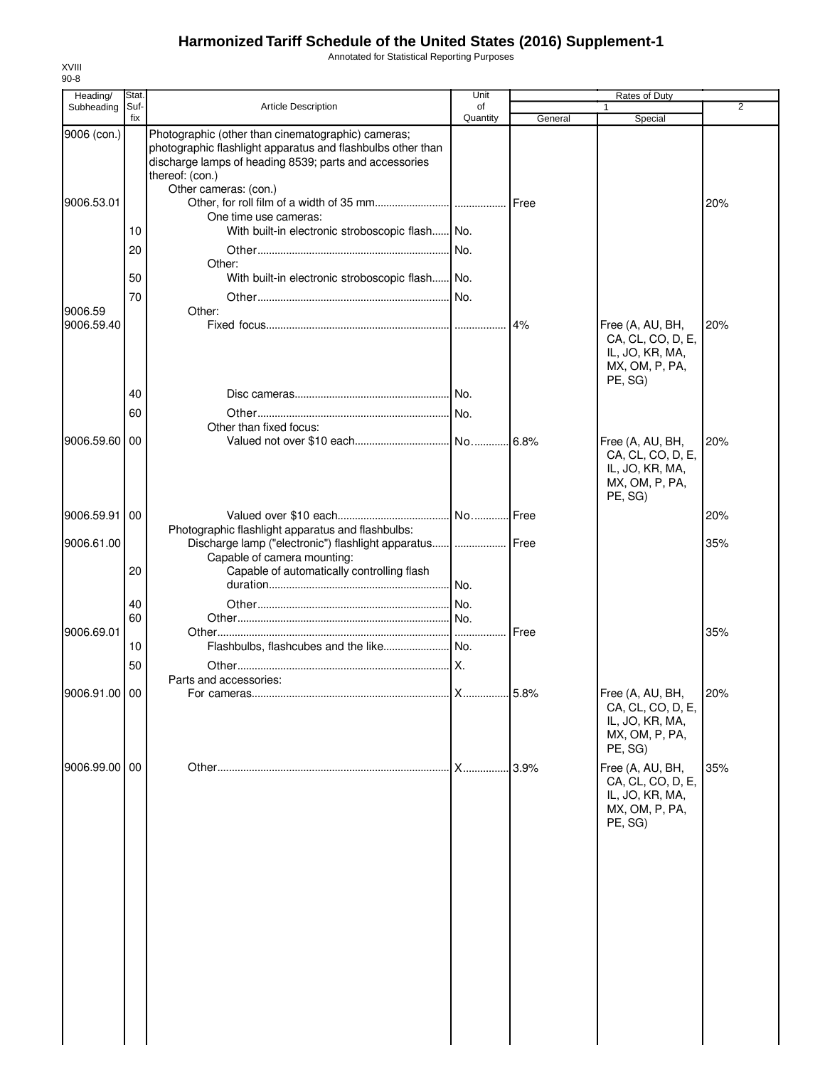# Harmonized Tariff Schedule of the United States (2016) Supplement-1

Annotated for Statistical Reporting Purposes

XVIII
90-8

| Heading/ Subheading | Stat. Suf-fix | Article Description | Unit of Quantity | Rates of Duty 1 General | Special | 2 |
|---|---|---|---|---|---|---|
| 9006 (con.) | | Photographic (other than cinematographic) cameras; photographic flashlight apparatus and flashbulbs other than discharge lamps of heading 8539; parts and accessories thereof: (con.) | | | | |
| | | Other cameras: (con.) | | | | |
| 9006.53.01 | | Other, for roll film of a width of 35 mm | | Free | | 20% |
| | | One time use cameras: | | | | |
| | 10 | With built-in electronic stroboscopic flash | No. | | | |
| | 20 | Other | No. | | | |
| | | Other: | | | | |
| | 50 | With built-in electronic stroboscopic flash | No. | | | |
| | 70 | Other | No. | | | |
| 9006.59 | | Other: | | | | |
| 9006.59.40 | | Fixed focus | | 4% | Free (A, AU, BH, CA, CL, CO, D, E, IL, JO, KR, MA, MX, OM, P, PA, PE, SG) | 20% |
| | 40 | Disc cameras | No. | | | |
| | 60 | Other | No. | | | |
| | | Other than fixed focus: | | | | |
| 9006.59.60 | 00 | Valued not over $10 each | No. | 6.8% | Free (A, AU, BH, CA, CL, CO, D, E, IL, JO, KR, MA, MX, OM, P, PA, PE, SG) | 20% |
| 9006.59.91 | 00 | Valued over $10 each | No. | Free | | 20% |
| | | Photographic flashlight apparatus and flashbulbs: | | | | |
| 9006.61.00 | | Discharge lamp ("electronic") flashlight apparatus | | Free | | 35% |
| | | Capable of camera mounting: | | | | |
| | 20 | Capable of automatically controlling flash duration | No. | | | |
| | 40 | Other | No. | | | |
| | 60 | Other | No. | | | |
| 9006.69.01 | | Other | | Free | | 35% |
| | 10 | Flashbulbs, flashcubes and the like | No. | | | |
| | 50 | Other | X. | | | |
| | | Parts and accessories: | | | | |
| 9006.91.00 | 00 | For cameras | X | 5.8% | Free (A, AU, BH, CA, CL, CO, D, E, IL, JO, KR, MA, MX, OM, P, PA, PE, SG) | 20% |
| 9006.99.00 | 00 | Other | X | 3.9% | Free (A, AU, BH, CA, CL, CO, D, E, IL, JO, KR, MA, MX, OM, P, PA, PE, SG) | 35% |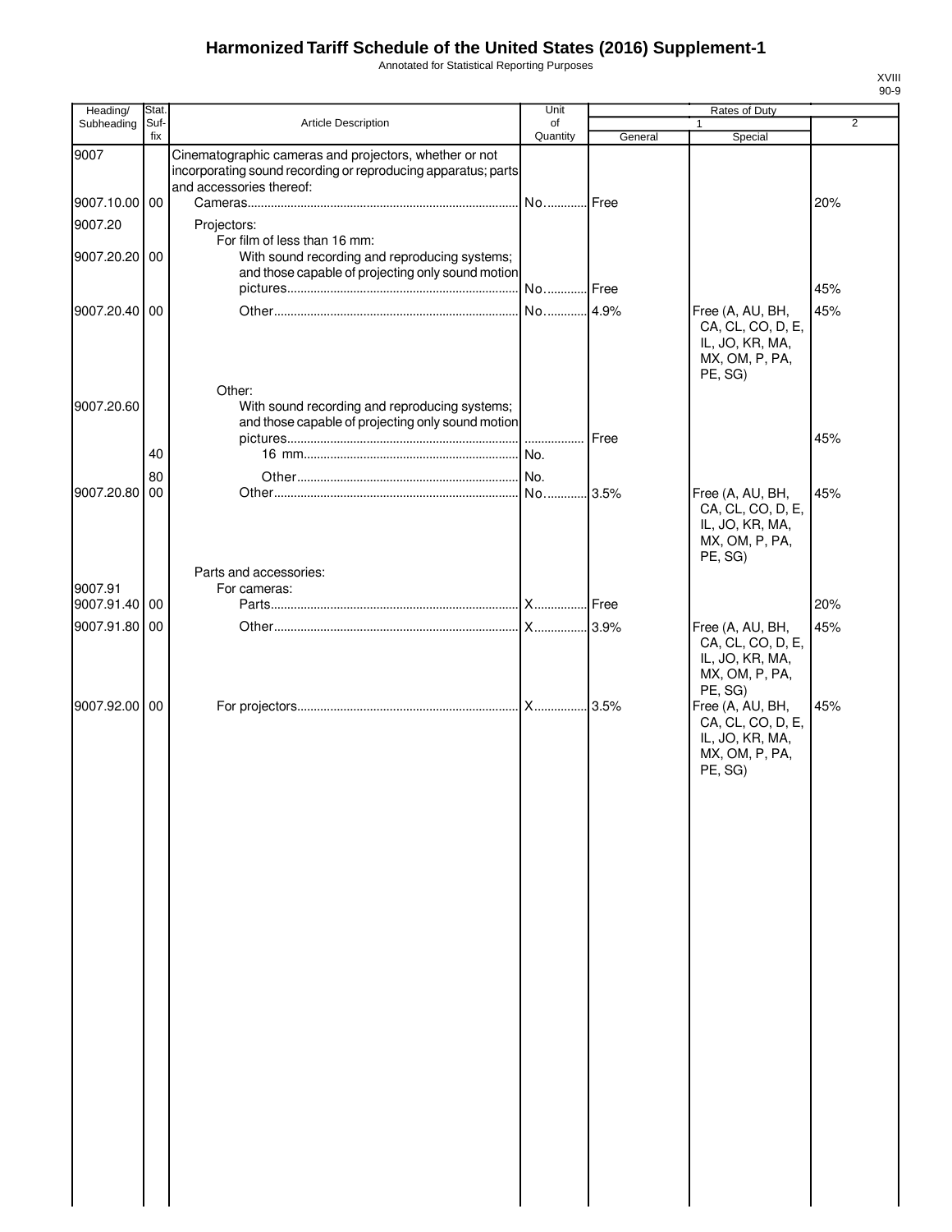# Harmonized Tariff Schedule of the United States (2016) Supplement-1

Annotated for Statistical Reporting Purposes

| Heading/ Subheading | Stat. Suf- fix | Article Description | Unit of Quantity | Rates of Duty 1 General | Special | 2 |
|---|---|---|---|---|---|---|
| 9007 | | Cinematographic cameras and projectors, whether or not incorporating sound recording or reproducing apparatus; parts and accessories thereof: | | | | |
| 9007.10.00 | 00 | Cameras | No. | Free | | 20% |
| 9007.20 | | Projectors: | | | | |
| | | For film of less than 16 mm: | | | | |
| 9007.20.20 | 00 | With sound recording and reproducing systems; and those capable of projecting only sound motion pictures | No. | Free | | 45% |
| 9007.20.40 | 00 | Other | No. | 4.9% | Free (A, AU, BH, CA, CL, CO, D, E, IL, JO, KR, MA, MX, OM, P, PA, PE, SG) | 45% |
| | | Other: | | | | |
| 9007.20.60 | | With sound recording and reproducing systems; and those capable of projecting only sound motion pictures | | Free | | 45% |
| | 40 | 16 mm | No. | | | |
| | 80 | Other | No. | | | |
| 9007.20.80 | 00 | Other | No. | 3.5% | Free (A, AU, BH, CA, CL, CO, D, E, IL, JO, KR, MA, MX, OM, P, PA, PE, SG) | 45% |
| | | Parts and accessories: | | | | |
| 9007.91 | | For cameras: | | | | |
| 9007.91.40 | 00 | Parts | X | Free | | 20% |
| 9007.91.80 | 00 | Other | X | 3.9% | Free (A, AU, BH, CA, CL, CO, D, E, IL, JO, KR, MA, MX, OM, P, PA, PE, SG) | 45% |
| 9007.92.00 | 00 | For projectors | X | 3.5% | Free (A, AU, BH, CA, CL, CO, D, E, IL, JO, KR, MA, MX, OM, P, PA, PE, SG) | 45% |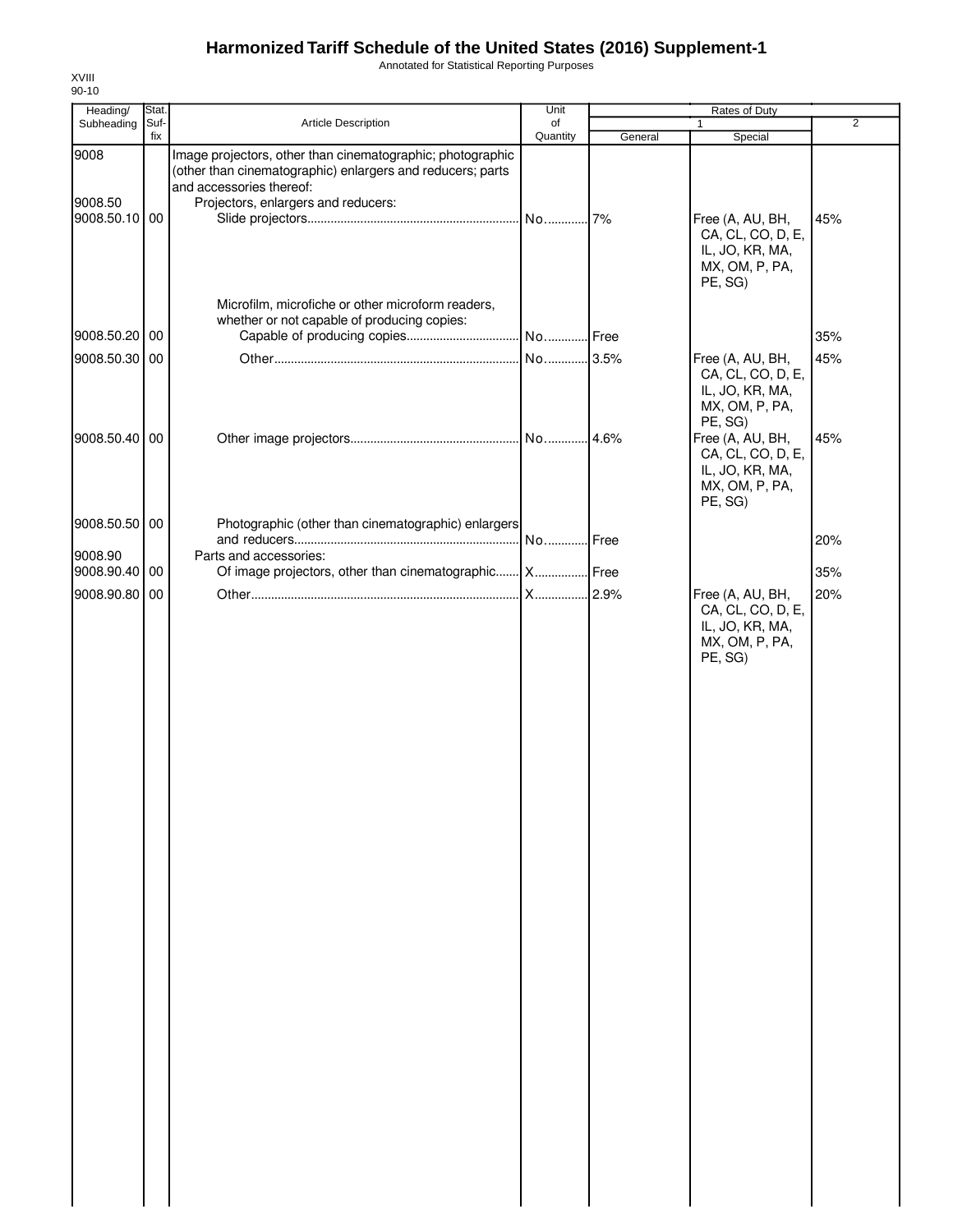# Harmonized Tariff Schedule of the United States (2016) Supplement-1

Annotated for Statistical Reporting Purposes

XVIII
90-10

| Heading/ Subheading | Stat. Suf- fix | Article Description | Unit of Quantity | Rates of Duty 1 General | Special | 2 |
|---|---|---|---|---|---|---|
| 9008 | | Image projectors, other than cinematographic; photographic (other than cinematographic) enlargers and reducers; parts and accessories thereof: | | | | |
| 9008.50 | | Projectors, enlargers and reducers: | | | | |
| 9008.50.10 | 00 | Slide projectors | No. | 7% | Free (A, AU, BH, CA, CL, CO, D, E, IL, JO, KR, MA, MX, OM, P, PA, PE, SG) | 45% |
| | | Microfilm, microfiche or other microform readers, whether or not capable of producing copies: | | | | |
| 9008.50.20 | 00 | Capable of producing copies | No. | Free | | 35% |
| 9008.50.30 | 00 | Other | No. | 3.5% | Free (A, AU, BH, CA, CL, CO, D, E, IL, JO, KR, MA, MX, OM, P, PA, PE, SG) | 45% |
| 9008.50.40 | 00 | Other image projectors | No. | 4.6% | Free (A, AU, BH, CA, CL, CO, D, E, IL, JO, KR, MA, MX, OM, P, PA, PE, SG) | 45% |
| 9008.50.50 | 00 | Photographic (other than cinematographic) enlargers and reducers | No. | Free | | 20% |
| 9008.90 | | Parts and accessories: | | | | |
| 9008.90.40 | 00 | Of image projectors, other than cinematographic | X | Free | | 35% |
| 9008.90.80 | 00 | Other | X | 2.9% | Free (A, AU, BH, CA, CL, CO, D, E, IL, JO, KR, MA, MX, OM, P, PA, PE, SG) | 20% |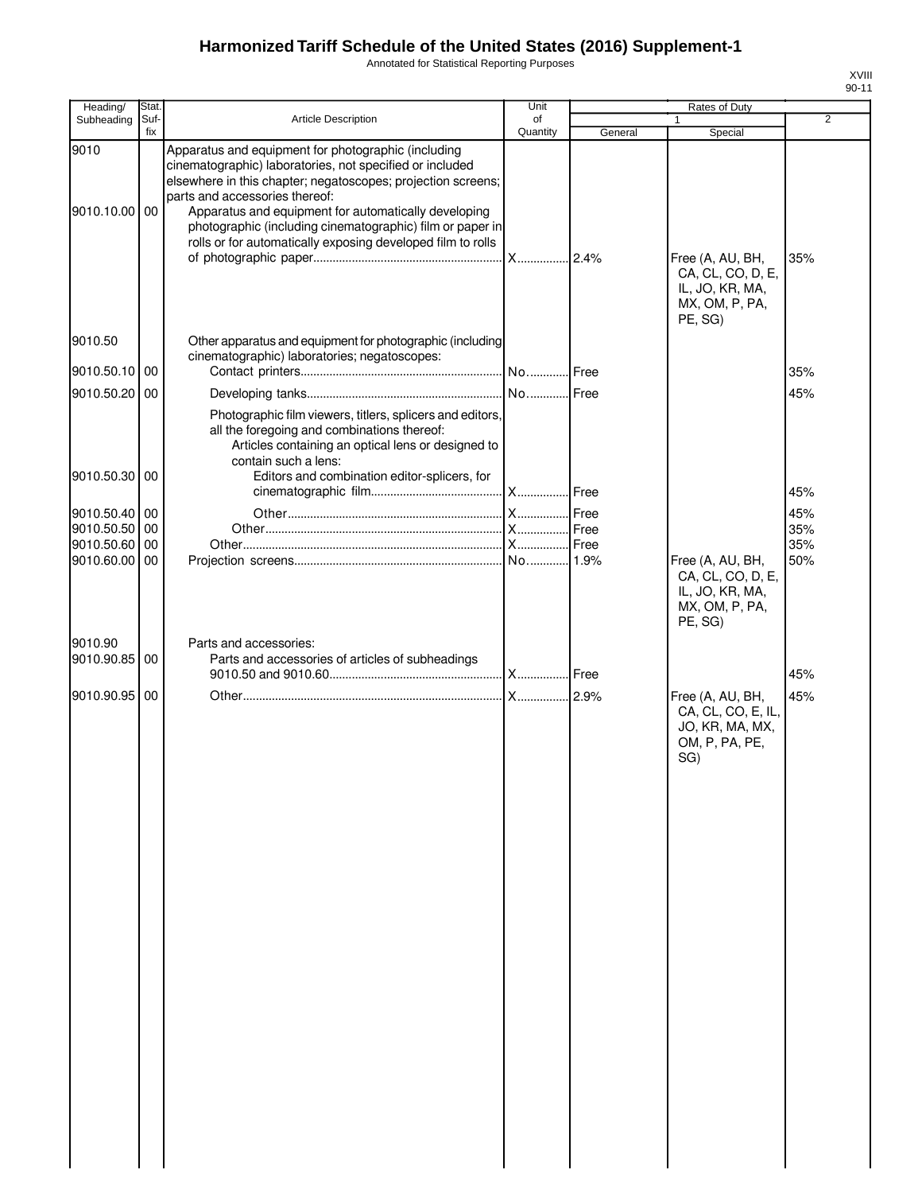# Harmonized Tariff Schedule of the United States (2016) Supplement-1

Annotated for Statistical Reporting Purposes

| Heading/ Subheading | Stat. Suf-fix | Article Description | Unit of Quantity | Rates of Duty 1 General | Special | 2 |
|---|---|---|---|---|---|---|
| 9010 | | Apparatus and equipment for photographic (including cinematographic) laboratories, not specified or included elsewhere in this chapter; negatoscopes; projection screens; parts and accessories thereof: | | | | |
| 9010.10.00 | 00 | Apparatus and equipment for automatically developing photographic (including cinematographic) film or paper in rolls or for automatically exposing developed film to rolls of photographic paper | X | 2.4% | Free (A, AU, BH, CA, CL, CO, D, E, IL, JO, KR, MA, MX, OM, P, PA, PE, SG) | 35% |
| 9010.50 | | Other apparatus and equipment for photographic (including cinematographic) laboratories; negatoscopes: | | | | |
| 9010.50.10 | 00 | Contact printers | No. | Free | | 35% |
| 9010.50.20 | 00 | Developing tanks | No. | Free | | 45% |
| | | Photographic film viewers, titlers, splicers and editors, all the foregoing and combinations thereof: | | | | |
| | | Articles containing an optical lens or designed to contain such a lens: | | | | |
| 9010.50.30 | 00 | Editors and combination editor-splicers, for cinematographic film | X | Free | | 45% |
| 9010.50.40 | 00 | Other | X | Free | | 45% |
| 9010.50.50 | 00 | Other | X | Free | | 35% |
| 9010.50.60 | 00 | Other | X | Free | | 35% |
| 9010.60.00 | 00 | Projection screens | No. | 1.9% | Free (A, AU, BH, CA, CL, CO, D, E, IL, JO, KR, MA, MX, OM, P, PA, PE, SG) | 50% |
| 9010.90 | | Parts and accessories: | | | | |
| 9010.90.85 | 00 | Parts and accessories of articles of subheadings 9010.50 and 9010.60 | X | Free | | 45% |
| 9010.90.95 | 00 | Other | X | 2.9% | Free (A, AU, BH, CA, CL, CO, E, IL, JO, KR, MA, MX, OM, P, PA, PE, SG) | 45% |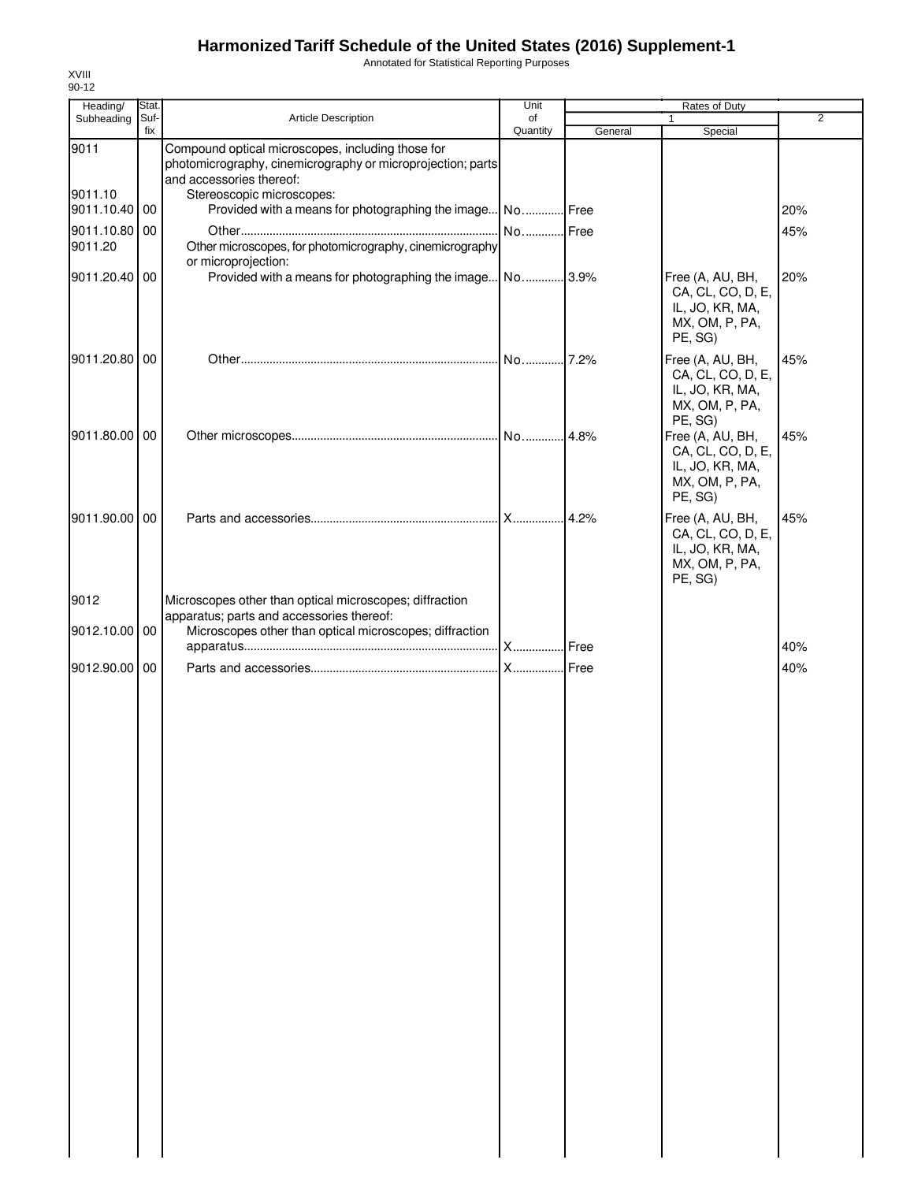# Harmonized Tariff Schedule of the United States (2016) Supplement-1

Annotated for Statistical Reporting Purposes

XVIII
90-12

| Heading/ Subheading | Stat. Suf- fix | Article Description | Unit of Quantity | Rates of Duty 1 General | Rates of Duty 1 Special | Rates of Duty 2 |
|---|---|---|---|---|---|---|
| 9011 | | Compound optical microscopes, including those for photomicrography, cinemicrography or microprojection; parts and accessories thereof: | | | | |
| 9011.10 | | Stereoscopic microscopes: | | | | |
| 9011.10.40 | 00 | Provided with a means for photographing the image | No. | Free | | 20% |
| 9011.10.80 | 00 | Other | No. | Free | | 45% |
| 9011.20 | | Other microscopes, for photomicrography, cinemicrography or microprojection: | | | | |
| 9011.20.40 | 00 | Provided with a means for photographing the image | No. | 3.9% | Free (A, AU, BH, CA, CL, CO, D, E, IL, JO, KR, MA, MX, OM, P, PA, PE, SG) | 20% |
| 9011.20.80 | 00 | Other | No. | 7.2% | Free (A, AU, BH, CA, CL, CO, D, E, IL, JO, KR, MA, MX, OM, P, PA, PE, SG) | 45% |
| 9011.80.00 | 00 | Other microscopes | No. | 4.8% | Free (A, AU, BH, CA, CL, CO, D, E, IL, JO, KR, MA, MX, OM, P, PA, PE, SG) | 45% |
| 9011.90.00 | 00 | Parts and accessories | X | 4.2% | Free (A, AU, BH, CA, CL, CO, D, E, IL, JO, KR, MA, MX, OM, P, PA, PE, SG) | 45% |
| 9012 | | Microscopes other than optical microscopes; diffraction apparatus; parts and accessories thereof: | | | | |
| 9012.10.00 | 00 | Microscopes other than optical microscopes; diffraction apparatus | X | Free | | 40% |
| 9012.90.00 | 00 | Parts and accessories | X | Free | | 40% |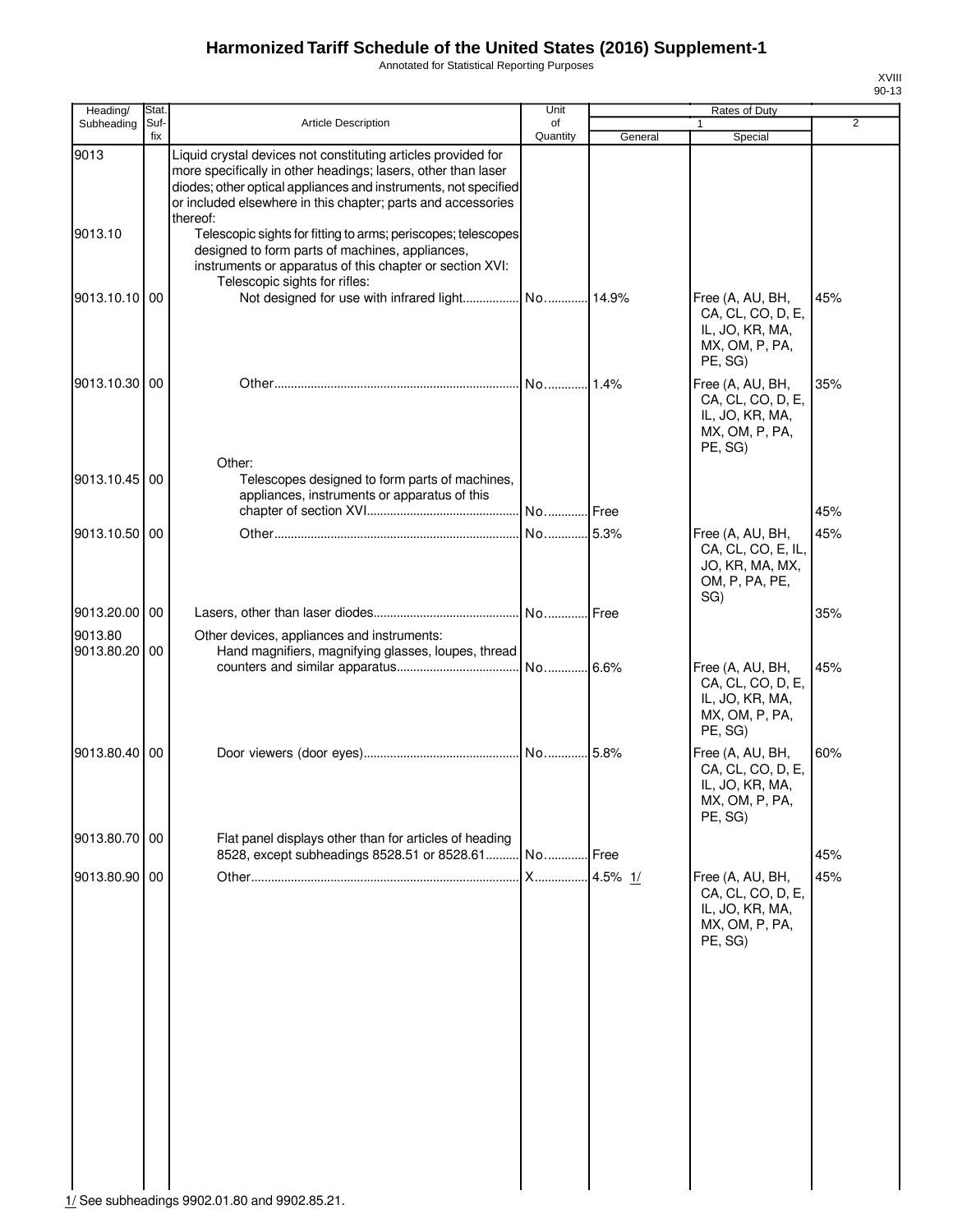# Harmonized Tariff Schedule of the United States (2016) Supplement-1

Annotated for Statistical Reporting Purposes

XVIII
90-13

| Heading/ Subheading | Stat. Suf- fix | Article Description | Unit of Quantity | Rates of Duty 1 General | Special | 2 |
|---|---|---|---|---|---|---|
| 9013 | | Liquid crystal devices not constituting articles provided for more specifically in other headings; lasers, other than laser diodes; other optical appliances and instruments, not specified or included elsewhere in this chapter; parts and accessories thereof: | | | | |
| 9013.10 | | Telescopic sights for fitting to arms; periscopes; telescopes designed to form parts of machines, appliances, instruments or apparatus of this chapter or section XVI: | | | | |
| | | Telescopic sights for rifles: | | | | |
| 9013.10.10 | 00 | Not designed for use with infrared light | No. | 14.9% | Free (A, AU, BH, CA, CL, CO, D, E, IL, JO, KR, MA, MX, OM, P, PA, PE, SG) | 45% |
| 9013.10.30 | 00 | Other | No. | 1.4% | Free (A, AU, BH, CA, CL, CO, D, E, IL, JO, KR, MA, MX, OM, P, PA, PE, SG) | 35% |
| | | Other: | | | | |
| 9013.10.45 | 00 | Telescopes designed to form parts of machines, appliances, instruments or apparatus of this chapter of section XVI | No. | Free | | 45% |
| 9013.10.50 | 00 | Other | No. | 5.3% | Free (A, AU, BH, CA, CL, CO, E, IL, JO, KR, MA, MX, OM, P, PA, PE, SG) | 45% |
| 9013.20.00 | 00 | Lasers, other than laser diodes | No. | Free | | 35% |
| 9013.80 | | Other devices, appliances and instruments: | | | | |
| 9013.80.20 | 00 | Hand magnifiers, magnifying glasses, loupes, thread counters and similar apparatus | No. | 6.6% | Free (A, AU, BH, CA, CL, CO, D, E, IL, JO, KR, MA, MX, OM, P, PA, PE, SG) | 45% |
| 9013.80.40 | 00 | Door viewers (door eyes) | No. | 5.8% | Free (A, AU, BH, CA, CL, CO, D, E, IL, JO, KR, MA, MX, OM, P, PA, PE, SG) | 60% |
| 9013.80.70 | 00 | Flat panel displays other than for articles of heading 8528, except subheadings 8528.51 or 8528.61 | No. | Free | | 45% |
| 9013.80.90 | 00 | Other | X | 4.5% 1/ | Free (A, AU, BH, CA, CL, CO, D, E, IL, JO, KR, MA, MX, OM, P, PA, PE, SG) | 45% |

1/ See subheadings 9902.01.80 and 9902.85.21.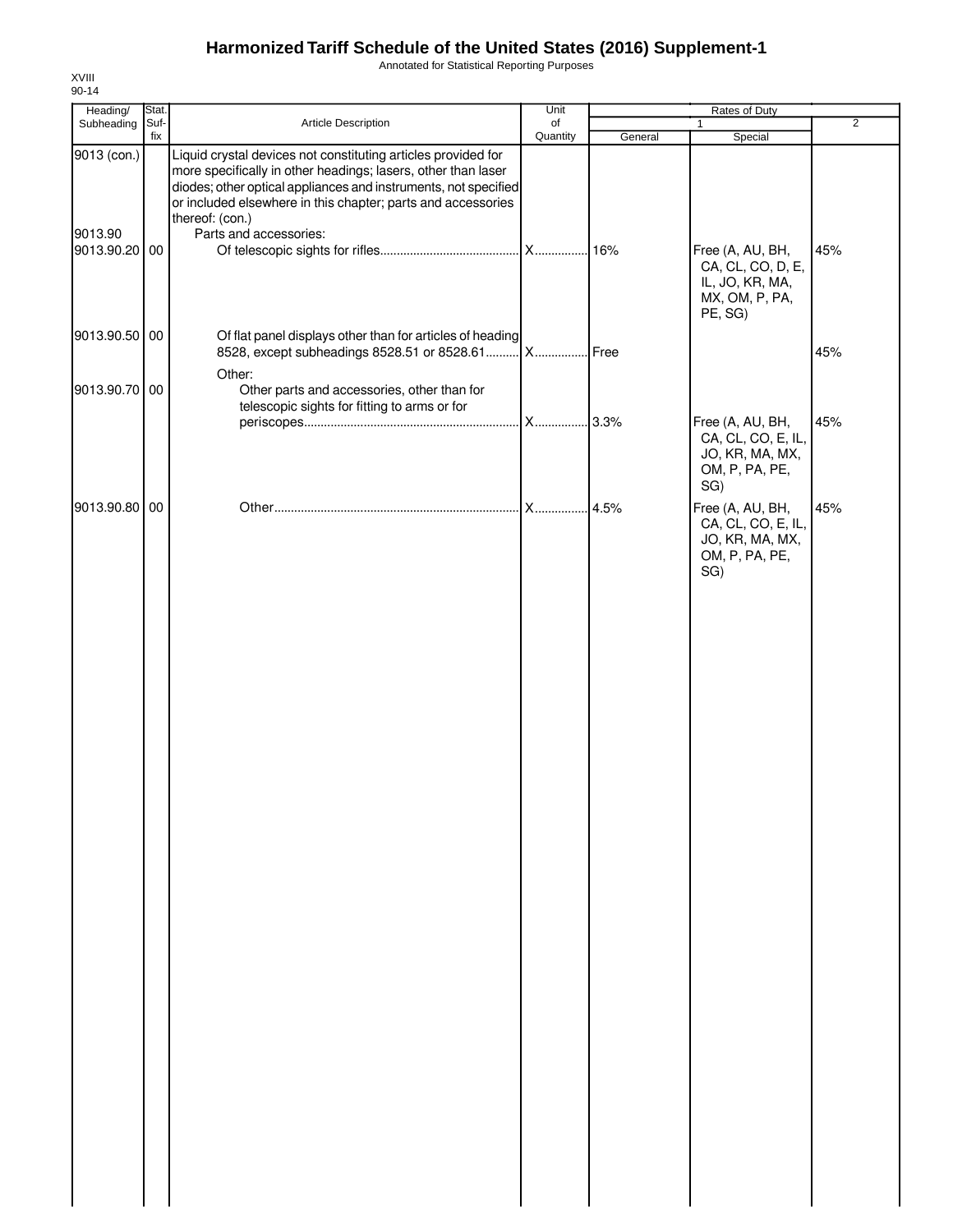# Harmonized Tariff Schedule of the United States (2016) Supplement-1

Annotated for Statistical Reporting Purposes

XVIII
90-14

| Heading/ Subheading | Stat. Suf- fix | Article Description | Unit of Quantity | Rates of Duty | | |
|---|---|---|---|---|---|---|
| | | | | 1 | | 2 |
| | | | | General | Special | |
| 9013 (con.) | | Liquid crystal devices not constituting articles provided for more specifically in other headings; lasers, other than laser diodes; other optical appliances and instruments, not specified or included elsewhere in this chapter; parts and accessories thereof: (con.) | | | | |
| 9013.90 | | Parts and accessories: | | | | |
| 9013.90.20 | 00 | Of telescopic sights for rifles | X | 16% | Free (A, AU, BH, CA, CL, CO, D, E, IL, JO, KR, MA, MX, OM, P, PA, PE, SG) | 45% |
| 9013.90.50 | 00 | Of flat panel displays other than for articles of heading 8528, except subheadings 8528.51 or 8528.61 | X | Free | | 45% |
| | | Other: | | | | |
| 9013.90.70 | 00 | Other parts and accessories, other than for telescopic sights for fitting to arms or for periscopes | X | 3.3% | Free (A, AU, BH, CA, CL, CO, E, IL, JO, KR, MA, MX, OM, P, PA, PE, SG) | 45% |
| 9013.90.80 | 00 | Other | X | 4.5% | Free (A, AU, BH, CA, CL, CO, E, IL, JO, KR, MA, MX, OM, P, PA, PE, SG) | 45% |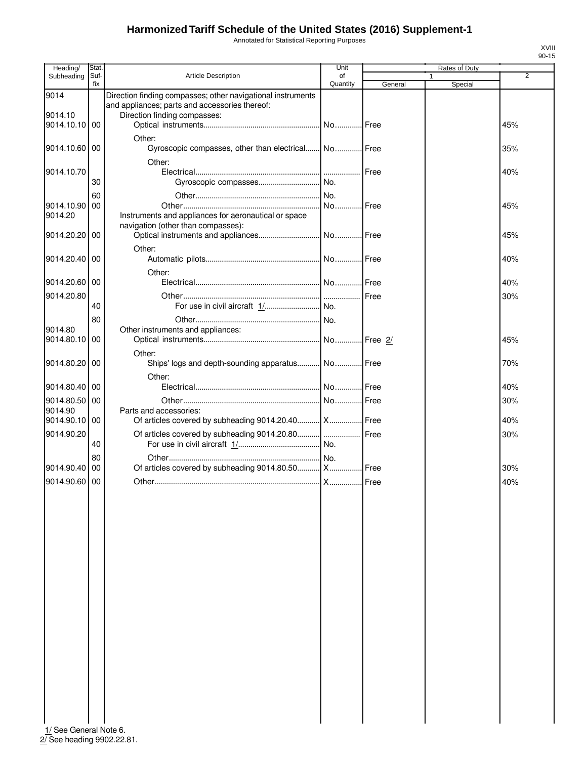# Harmonized Tariff Schedule of the United States (2016) Supplement-1

Annotated for Statistical Reporting Purposes

XVIII
90-15

| Heading/ Subheading | Stat. Suf- fix | Article Description | Unit of Quantity | Rates of Duty 1 General | Special | 2 |
|---|---|---|---|---|---|---|
| 9014 | | Direction finding compasses; other navigational instruments and appliances; parts and accessories thereof: | | | | |
| 9014.10 | | Direction finding compasses: | | | | |
| 9014.10.10 | 00 | Optical instruments | No. | Free | | 45% |
| | | Other: | | | | |
| 9014.10.60 | 00 | Gyroscopic compasses, other than electrical | No. | Free | | 35% |
| | | Other: | | | | |
| 9014.10.70 | | Electrical | | Free | | 40% |
| | 30 | Gyroscopic compasses | No. | | | |
| | 60 | Other | No. | | | |
| 9014.10.90 | 00 | Other | No. | Free | | 45% |
| 9014.20 | | Instruments and appliances for aeronautical or space navigation (other than compasses): | | | | |
| 9014.20.20 | 00 | Optical instruments and appliances | No. | Free | | 45% |
| | | Other: | | | | |
| 9014.20.40 | 00 | Automatic pilots | No. | Free | | 40% |
| | | Other: | | | | |
| 9014.20.60 | 00 | Electrical | No. | Free | | 40% |
| 9014.20.80 | | Other | | Free | | 30% |
| | 40 | For use in civil aircraft 1/ | No. | | | |
| | 80 | Other | No. | | | |
| 9014.80 | | Other instruments and appliances: | | | | |
| 9014.80.10 | 00 | Optical instruments | No. | Free 2/ | | 45% |
| | | Other: | | | | |
| 9014.80.20 | 00 | Ships' logs and depth-sounding apparatus | No. | Free | | 70% |
| | | Other: | | | | |
| 9014.80.40 | 00 | Electrical | No. | Free | | 40% |
| 9014.80.50 | 00 | Other | No. | Free | | 30% |
| 9014.90 | | Parts and accessories: | | | | |
| 9014.90.10 | 00 | Of articles covered by subheading 9014.20.40 | X | Free | | 40% |
| 9014.90.20 | | Of articles covered by subheading 9014.20.80 | | Free | | 30% |
| | 40 | For use in civil aircraft 1/ | No. | | | |
| | 80 | Other | No. | | | |
| 9014.90.40 | 00 | Of articles covered by subheading 9014.80.50 | X | Free | | 30% |
| 9014.90.60 | 00 | Other | X | Free | | 40% |

1/ See General Note 6.
2/ See heading 9902.22.81.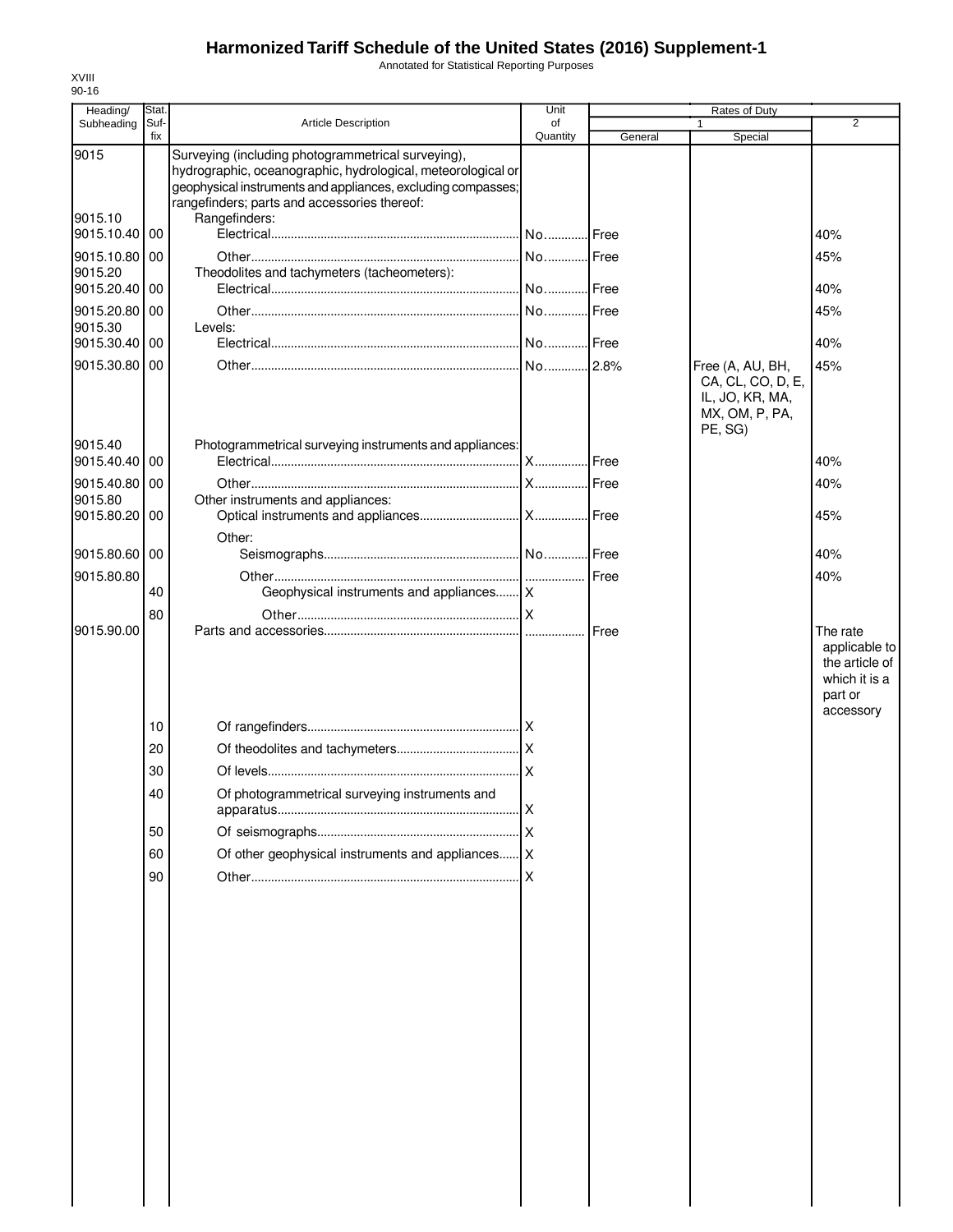# Harmonized Tariff Schedule of the United States (2016) Supplement-1

Annotated for Statistical Reporting Purposes

XVIII
90-16

| Heading/ Subheading | Stat. Suf- fix | Article Description | Unit of Quantity | Rates of Duty 1 General | Special | 2 |
|---|---|---|---|---|---|---|
| 9015 | | Surveying (including photogrammetrical surveying), hydrographic, oceanographic, hydrological, meteorological or geophysical instruments and appliances, excluding compasses; rangefinders; parts and accessories thereof: | | | | |
| 9015.10 | | Rangefinders: | | | | |
| 9015.10.40 | 00 | Electrical | No | Free | | 40% |
| 9015.10.80 | 00 | Other | No | Free | | 45% |
| 9015.20 | | Theodolites and tachymeters (tacheometers): | | | | |
| 9015.20.40 | 00 | Electrical | No | Free | | 40% |
| 9015.20.80 | 00 | Other | No | Free | | 45% |
| 9015.30 | | Levels: | | | | |
| 9015.30.40 | 00 | Electrical | No | Free | | 40% |
| 9015.30.80 | 00 | Other | No | 2.8% | Free (A, AU, BH, CA, CL, CO, D, E, IL, JO, KR, MA, MX, OM, P, PA, PE, SG) | 45% |
| 9015.40 | | Photogrammetrical surveying instruments and appliances: | | | | |
| 9015.40.40 | 00 | Electrical | X | Free | | 40% |
| 9015.40.80 | 00 | Other | X | Free | | 40% |
| 9015.80 | | Other instruments and appliances: | | | | |
| 9015.80.20 | 00 | Optical instruments and appliances | X | Free | | 45% |
| | | Other: | | | | |
| 9015.80.60 | 00 | Seismographs | No | Free | | 40% |
| 9015.80.80 | | Other | | Free | | 40% |
| | 40 | Geophysical instruments and appliances | X | | | |
| | 80 | Other | X | | | |
| 9015.90.00 | | Parts and accessories | | Free | | The rate applicable to the article of which it is a part or accessory |
| | 10 | Of rangefinders | X | | | |
| | 20 | Of theodolites and tachymeters | X | | | |
| | 30 | Of levels | X | | | |
| | 40 | Of photogrammetrical surveying instruments and apparatus | X | | | |
| | 50 | Of seismographs | X | | | |
| | 60 | Of other geophysical instruments and appliances | X | | | |
| | 90 | Other | X | | | |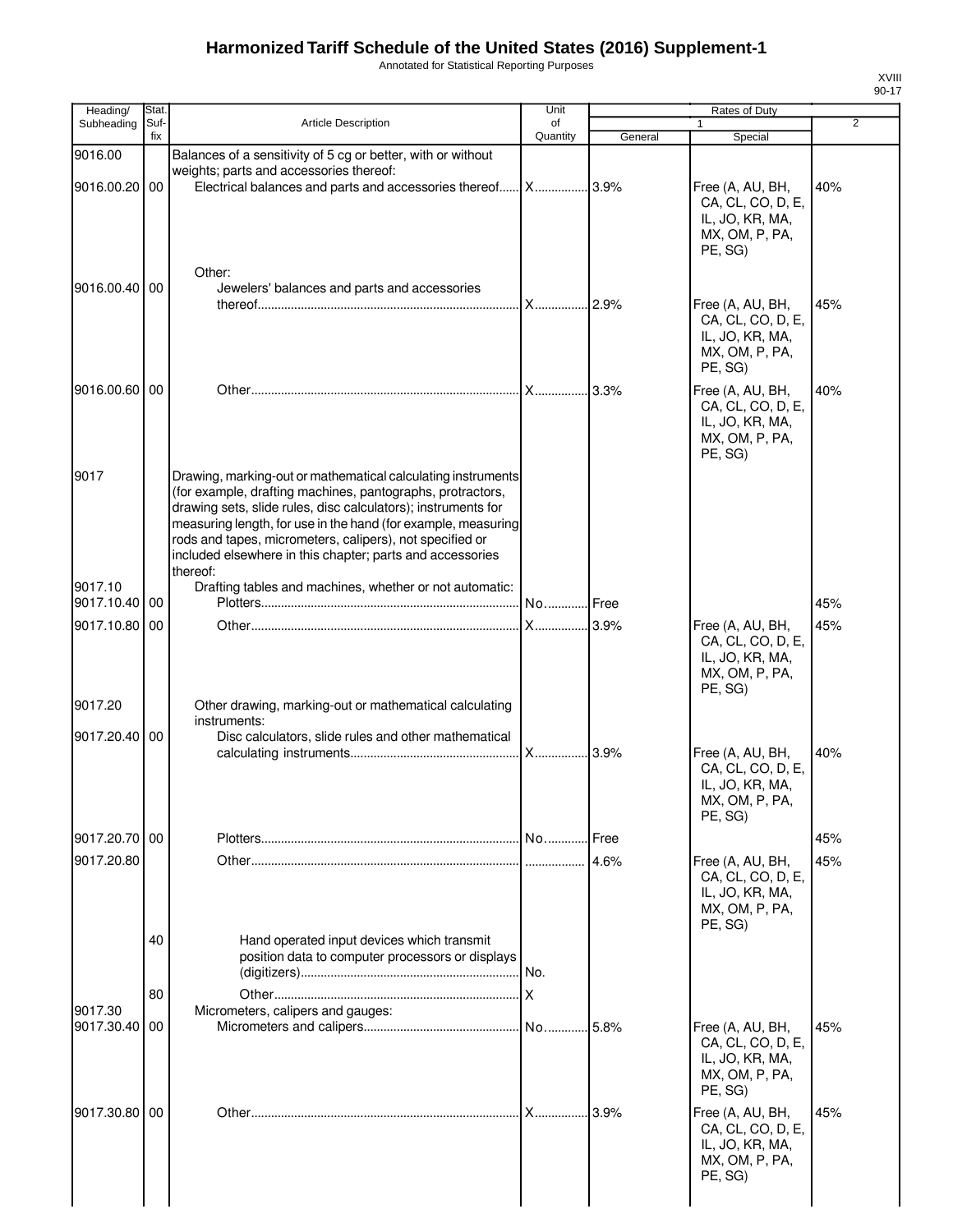# Harmonized Tariff Schedule of the United States (2016) Supplement-1

Annotated for Statistical Reporting Purposes

XVIII
90-17

| Heading/ Subheading | Stat. Suf- fix | Article Description | Unit of Quantity | Rates of Duty 1 General | Special | 2 |
|---|---|---|---|---|---|---|
| 9016.00 | | Balances of a sensitivity of 5 cg or better, with or without weights; parts and accessories thereof: | | | | |
| 9016.00.20 | 00 | Electrical balances and parts and accessories thereof | X | 3.9% | Free (A, AU, BH, CA, CL, CO, D, E, IL, JO, KR, MA, MX, OM, P, PA, PE, SG) | 40% |
| | | Other: | | | | |
| 9016.00.40 | 00 | Jewelers' balances and parts and accessories thereof | X | 2.9% | Free (A, AU, BH, CA, CL, CO, D, E, IL, JO, KR, MA, MX, OM, P, PA, PE, SG) | 45% |
| 9016.00.60 | 00 | Other | X | 3.3% | Free (A, AU, BH, CA, CL, CO, D, E, IL, JO, KR, MA, MX, OM, P, PA, PE, SG) | 40% |
| 9017 | | Drawing, marking-out or mathematical calculating instruments (for example, drafting machines, pantographs, protractors, drawing sets, slide rules, disc calculators); instruments for measuring length, for use in the hand (for example, measuring rods and tapes, micrometers, calipers), not specified or included elsewhere in this chapter; parts and accessories thereof: | | | | |
| 9017.10 | | Drafting tables and machines, whether or not automatic: | | | | |
| 9017.10.40 | 00 | Plotters | No. | Free | | 45% |
| 9017.10.80 | 00 | Other | X | 3.9% | Free (A, AU, BH, CA, CL, CO, D, E, IL, JO, KR, MA, MX, OM, P, PA, PE, SG) | 45% |
| 9017.20 | | Other drawing, marking-out or mathematical calculating instruments: | | | | |
| 9017.20.40 | 00 | Disc calculators, slide rules and other mathematical calculating instruments | X | 3.9% | Free (A, AU, BH, CA, CL, CO, D, E, IL, JO, KR, MA, MX, OM, P, PA, PE, SG) | 40% |
| 9017.20.70 | 00 | Plotters | No. | Free | | 45% |
| 9017.20.80 | | Other | | 4.6% | Free (A, AU, BH, CA, CL, CO, D, E, IL, JO, KR, MA, MX, OM, P, PA, PE, SG) | 45% |
| | 40 | Hand operated input devices which transmit position data to computer processors or displays (digitizers) | No. | | | |
| | 80 | Other | X | | | |
| 9017.30 | | Micrometers, calipers and gauges: | | | | |
| 9017.30.40 | 00 | Micrometers and calipers | No. | 5.8% | Free (A, AU, BH, CA, CL, CO, D, E, IL, JO, KR, MA, MX, OM, P, PA, PE, SG) | 45% |
| 9017.30.80 | 00 | Other | X | 3.9% | Free (A, AU, BH, CA, CL, CO, D, E, IL, JO, KR, MA, MX, OM, P, PA, PE, SG) | 45% |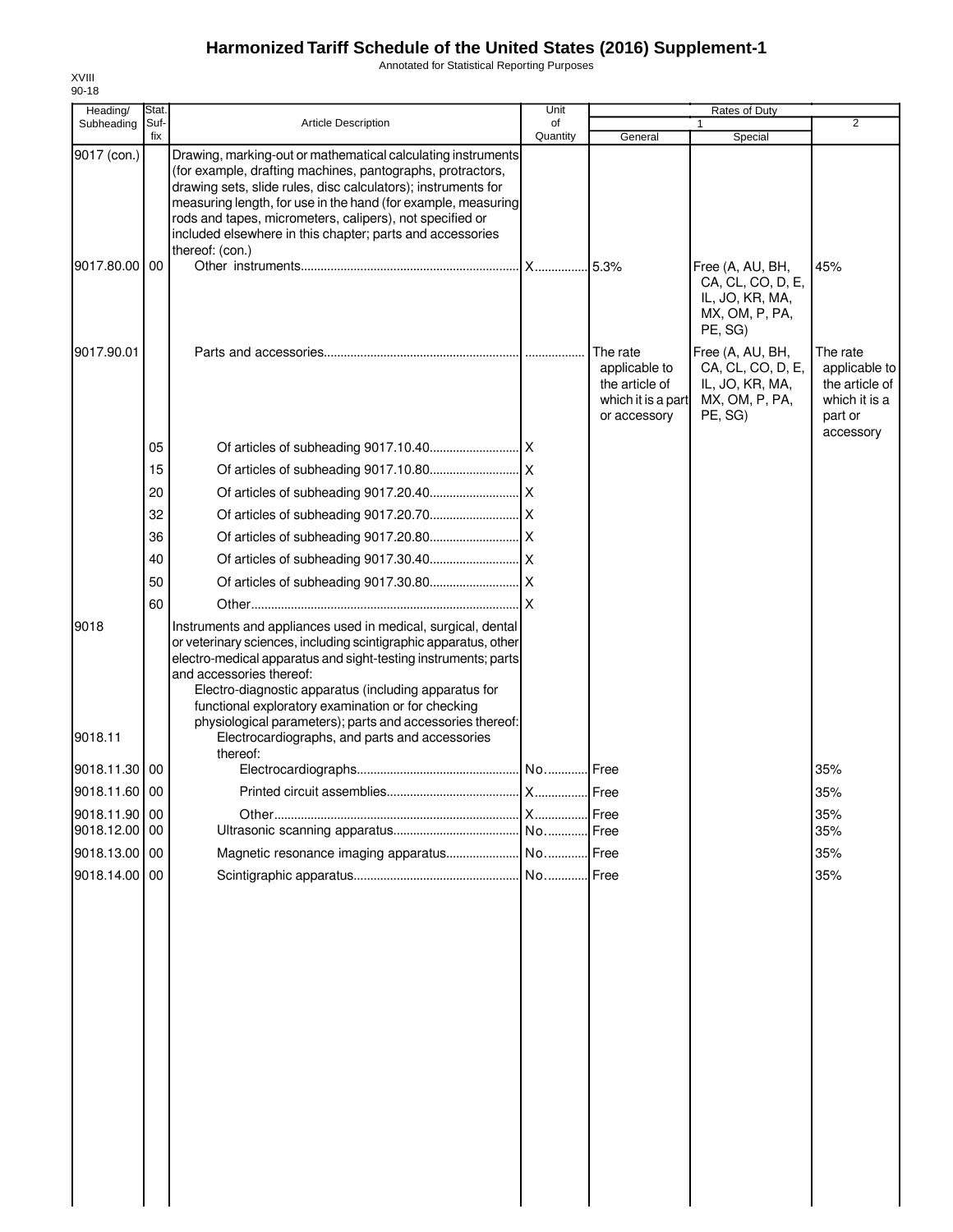# Harmonized Tariff Schedule of the United States (2016) Supplement-1

Annotated for Statistical Reporting Purposes

XVIII
90-18

| Heading/ Subheading | Stat. Suf- fix | Article Description | Unit of Quantity | Rates of Duty 1 General | Special | 2 |
|---|---|---|---|---|---|---|
| 9017 (con.) | | Drawing, marking-out or mathematical calculating instruments (for example, drafting machines, pantographs, protractors, drawing sets, slide rules, disc calculators); instruments for measuring length, for use in the hand (for example, measuring rods and tapes, micrometers, calipers), not specified or included elsewhere in this chapter; parts and accessories thereof: (con.) | | | | |
| 9017.80.00 | 00 | Other instruments | X | 5.3% | Free (A, AU, BH, CA, CL, CO, D, E, IL, JO, KR, MA, MX, OM, P, PA, PE, SG) | 45% |
| 9017.90.01 | | Parts and accessories | | The rate applicable to the article of which it is a part or accessory | Free (A, AU, BH, CA, CL, CO, D, E, IL, JO, KR, MA, MX, OM, P, PA, PE, SG) | The rate applicable to the article of which it is a part or accessory |
| | 05 | Of articles of subheading 9017.10.40 | X | | | |
| | 15 | Of articles of subheading 9017.10.80 | X | | | |
| | 20 | Of articles of subheading 9017.20.40 | X | | | |
| | 32 | Of articles of subheading 9017.20.70 | X | | | |
| | 36 | Of articles of subheading 9017.20.80 | X | | | |
| | 40 | Of articles of subheading 9017.30.40 | X | | | |
| | 50 | Of articles of subheading 9017.30.80 | X | | | |
| | 60 | Other | X | | | |
| 9018 | | Instruments and appliances used in medical, surgical, dental or veterinary sciences, including scintigraphic apparatus, other electro-medical apparatus and sight-testing instruments; parts and accessories thereof: | | | | |
| | | Electro-diagnostic apparatus (including apparatus for functional exploratory examination or for checking physiological parameters); parts and accessories thereof: | | | | |
| 9018.11 | | Electrocardiographs, and parts and accessories thereof: | | | | |
| 9018.11.30 | 00 | Electrocardiographs | No. | Free | | 35% |
| 9018.11.60 | 00 | Printed circuit assemblies | X | Free | | 35% |
| 9018.11.90 | 00 | Other | X | Free | | 35% |
| 9018.12.00 | 00 | Ultrasonic scanning apparatus | No. | Free | | 35% |
| 9018.13.00 | 00 | Magnetic resonance imaging apparatus | No. | Free | | 35% |
| 9018.14.00 | 00 | Scintigraphic apparatus | No. | Free | | 35% |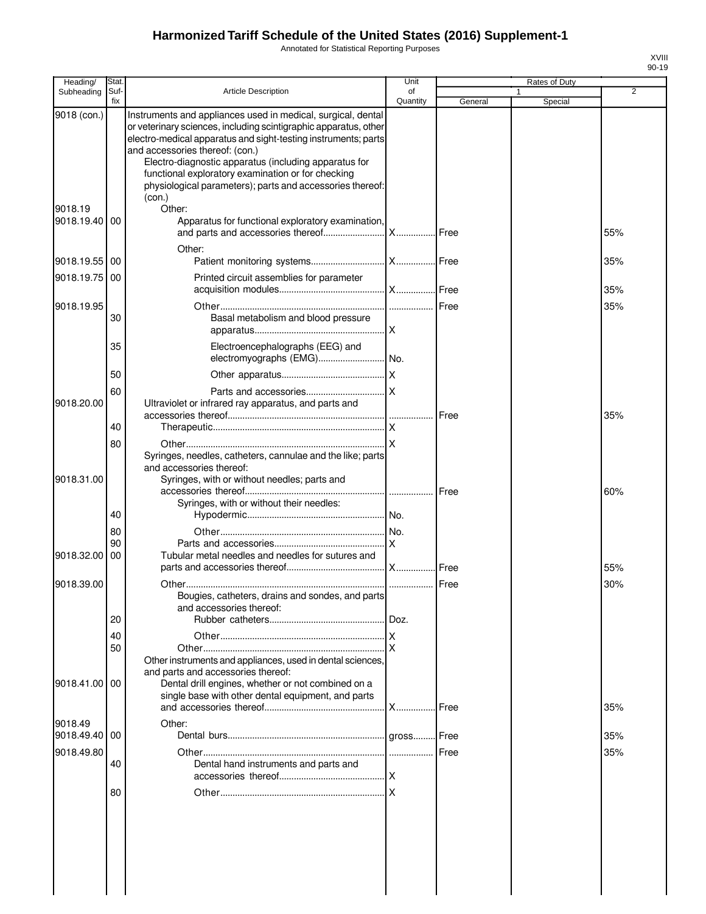# Harmonized Tariff Schedule of the United States (2016) Supplement-1

Annotated for Statistical Reporting Purposes

| Heading/ Subheading | Stat. Suf- fix | Article Description | Unit of Quantity | Rates of Duty 1 General | Special | 2 |
|---|---|---|---|---|---|---|
| 9018 (con.) | | Instruments and appliances used in medical, surgical, dental or veterinary sciences, including scintigraphic apparatus, other electro-medical apparatus and sight-testing instruments; parts and accessories thereof: (con.) | | | | |
| | | Electro-diagnostic apparatus (including apparatus for functional exploratory examination or for checking physiological parameters); parts and accessories thereof: (con.) | | | | |
| 9018.19 | | Other: | | | | |
| 9018.19.40 | 00 | Apparatus for functional exploratory examination, and parts and accessories thereof | X | Free | | 55% |
| | | Other: | | | | |
| 9018.19.55 | 00 | Patient monitoring systems | X | Free | | 35% |
| 9018.19.75 | 00 | Printed circuit assemblies for parameter acquisition modules | X | Free | | 35% |
| 9018.19.95 | | Other | | Free | | 35% |
| | 30 | Basal metabolism and blood pressure apparatus | X | | | |
| | 35 | Electroencephalographs (EEG) and electromyographs (EMG) | No. | | | |
| | 50 | Other apparatus | X | | | |
| | 60 | Parts and accessories | X | | | |
| 9018.20.00 | | Ultraviolet or infrared ray apparatus, and parts and accessories thereof | | Free | | 35% |
| | 40 | Therapeutic | X | | | |
| | 80 | Other | X | | | |
| | | Syringes, needles, catheters, cannulae and the like; parts and accessories thereof: | | | | |
| 9018.31.00 | | Syringes, with or without needles; parts and accessories thereof | | Free | | 60% |
| | | Syringes, with or without their needles: | | | | |
| | 40 | Hypodermic | No. | | | |
| | 80 | Other | No. | | | |
| | 90 | Parts and accessories | X | | | |
| 9018.32.00 | 00 | Tubular metal needles and needles for sutures and parts and accessories thereof | X | Free | | 55% |
| 9018.39.00 | | Other | | Free | | 30% |
| | | Bougies, catheters, drains and sondes, and parts and accessories thereof: | | | | |
| | 20 | Rubber catheters | Doz. | | | |
| | 40 | Other | X | | | |
| | 50 | Other | X | | | |
| | | Other instruments and appliances, used in dental sciences, and parts and accessories thereof: | | | | |
| 9018.41.00 | 00 | Dental drill engines, whether or not combined on a single base with other dental equipment, and parts and accessories thereof | X | Free | | 35% |
| 9018.49 | | Other: | | | | |
| 9018.49.40 | 00 | Dental burs | gross | Free | | 35% |
| 9018.49.80 | | Other | | Free | | 35% |
| | 40 | Dental hand instruments and parts and accessories thereof | X | | | |
| | 80 | Other | X | | | |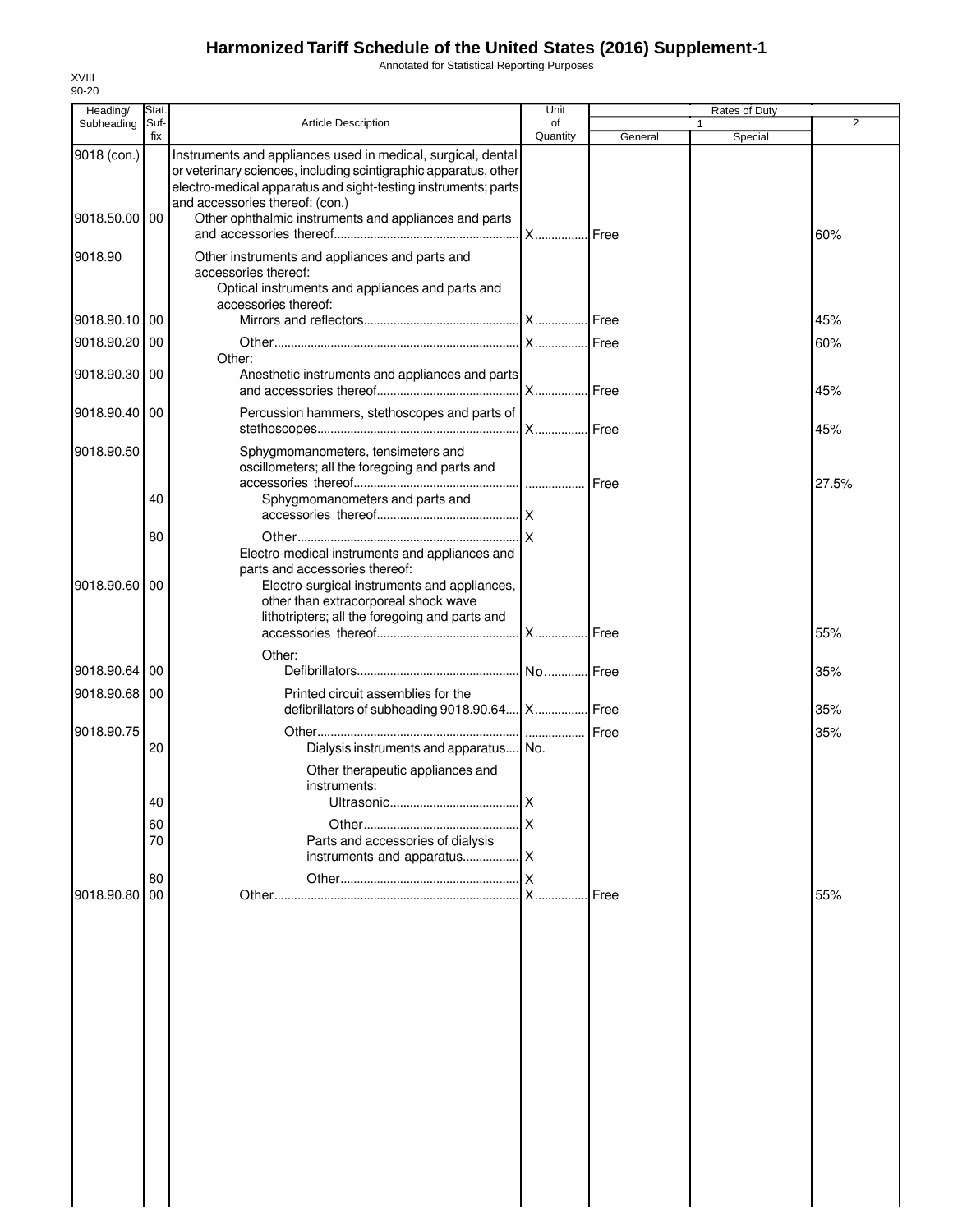# Harmonized Tariff Schedule of the United States (2016) Supplement-1

Annotated for Statistical Reporting Purposes

XVIII
90-20

| Heading/ Subheading | Stat. Suf-fix | Article Description | Unit of Quantity | Rates of Duty 1 General | Rates of Duty 1 Special | Rates of Duty 2 |
|---|---|---|---|---|---|---|
| 9018 (con.) | | Instruments and appliances used in medical, surgical, dental or veterinary sciences, including scintigraphic apparatus, other electro-medical apparatus and sight-testing instruments; parts and accessories thereof: (con.) | | | | |
| 9018.50.00 | 00 | Other ophthalmic instruments and appliances and parts and accessories thereof | X | Free | | 60% |
| 9018.90 | | Other instruments and appliances and parts and accessories thereof: | | | | |
| | | Optical instruments and appliances and parts and accessories thereof: | | | | |
| 9018.90.10 | 00 | Mirrors and reflectors | X | Free | | 45% |
| 9018.90.20 | 00 | Other | X | Free | | 60% |
| | | Other: | | | | |
| 9018.90.30 | 00 | Anesthetic instruments and appliances and parts and accessories thereof | X | Free | | 45% |
| 9018.90.40 | 00 | Percussion hammers, stethoscopes and parts of stethoscopes | X | Free | | 45% |
| 9018.90.50 | | Sphygmomanometers, tensimeters and oscillometers; all the foregoing and parts and accessories thereof | | Free | | 27.5% |
| | 40 | Sphygmomanometers and parts and accessories thereof | X | | | |
| | 80 | Other | X | | | |
| | | Electro-medical instruments and appliances and parts and accessories thereof: | | | | |
| 9018.90.60 | 00 | Electro-surgical instruments and appliances, other than extracorporeal shock wave lithotripters; all the foregoing and parts and accessories thereof | X | Free | | 55% |
| | | Other: | | | | |
| 9018.90.64 | 00 | Defibrillators | No. | Free | | 35% |
| 9018.90.68 | 00 | Printed circuit assemblies for the defibrillators of subheading 9018.90.64 | X | Free | | 35% |
| 9018.90.75 | | Other | | Free | | 35% |
| | 20 | Dialysis instruments and apparatus | No. | | | |
| | | Other therapeutic appliances and instruments: | | | | |
| | 40 | Ultrasonic | X | | | |
| | 60 | Other | X | | | |
| | 70 | Parts and accessories of dialysis instruments and apparatus | X | | | |
| | 80 | Other | X | | | |
| 9018.90.80 | 00 | Other | X | Free | | 55% |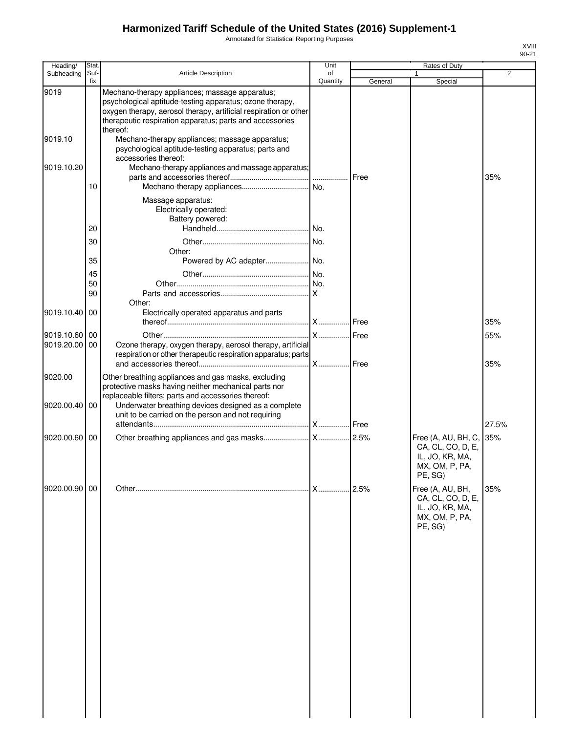# Harmonized Tariff Schedule of the United States (2016) Supplement-1

Annotated for Statistical Reporting Purposes

XVIII
90-21

| Heading/ Subheading | Stat. Suf- fix | Article Description | Unit of Quantity | Rates of Duty 1 General | Special | 2 |
|---|---|---|---|---|---|---|
| 9019 | | Mechano-therapy appliances; massage apparatus; psychological aptitude-testing apparatus; ozone therapy, oxygen therapy, aerosol therapy, artificial respiration or other therapeutic respiration apparatus; parts and accessories thereof: | | | | |
| 9019.10 | | Mechano-therapy appliances; massage apparatus; psychological aptitude-testing apparatus; parts and accessories thereof: | | | | |
| 9019.10.20 | | Mechano-therapy appliances and massage apparatus; parts and accessories thereof | | Free | | 35% |
| | 10 | Mechano-therapy appliances | No. | | | |
| | | Massage apparatus: | | | | |
| | | Electrically operated: | | | | |
| | | Battery powered: | | | | |
| | 20 | Handheld | No. | | | |
| | 30 | Other | No. | | | |
| | | Other: | | | | |
| | 35 | Powered by AC adapter | No. | | | |
| | 45 | Other | No. | | | |
| | 50 | Other | No. | | | |
| | 90 | Parts and accessories | X | | | |
| | | Other: | | | | |
| 9019.10.40 | 00 | Electrically operated apparatus and parts thereof | X | Free | | 35% |
| 9019.10.60 | 00 | Other | X | Free | | 55% |
| 9019.20.00 | 00 | Ozone therapy, oxygen therapy, aerosol therapy, artificial respiration or other therapeutic respiration apparatus; parts and accessories thereof | X | Free | | 35% |
| 9020.00 | | Other breathing appliances and gas masks, excluding protective masks having neither mechanical parts nor replaceable filters; parts and accessories thereof: | | | | |
| 9020.00.40 | 00 | Underwater breathing devices designed as a complete unit to be carried on the person and not requiring attendants | X | Free | | 27.5% |
| 9020.00.60 | 00 | Other breathing appliances and gas masks | X | 2.5% | Free (A, AU, BH, C, CA, CL, CO, D, E, IL, JO, KR, MA, MX, OM, P, PA, PE, SG) | 35% |
| 9020.00.90 | 00 | Other | X | 2.5% | Free (A, AU, BH, CA, CL, CO, D, E, IL, JO, KR, MA, MX, OM, P, PA, PE, SG) | 35% |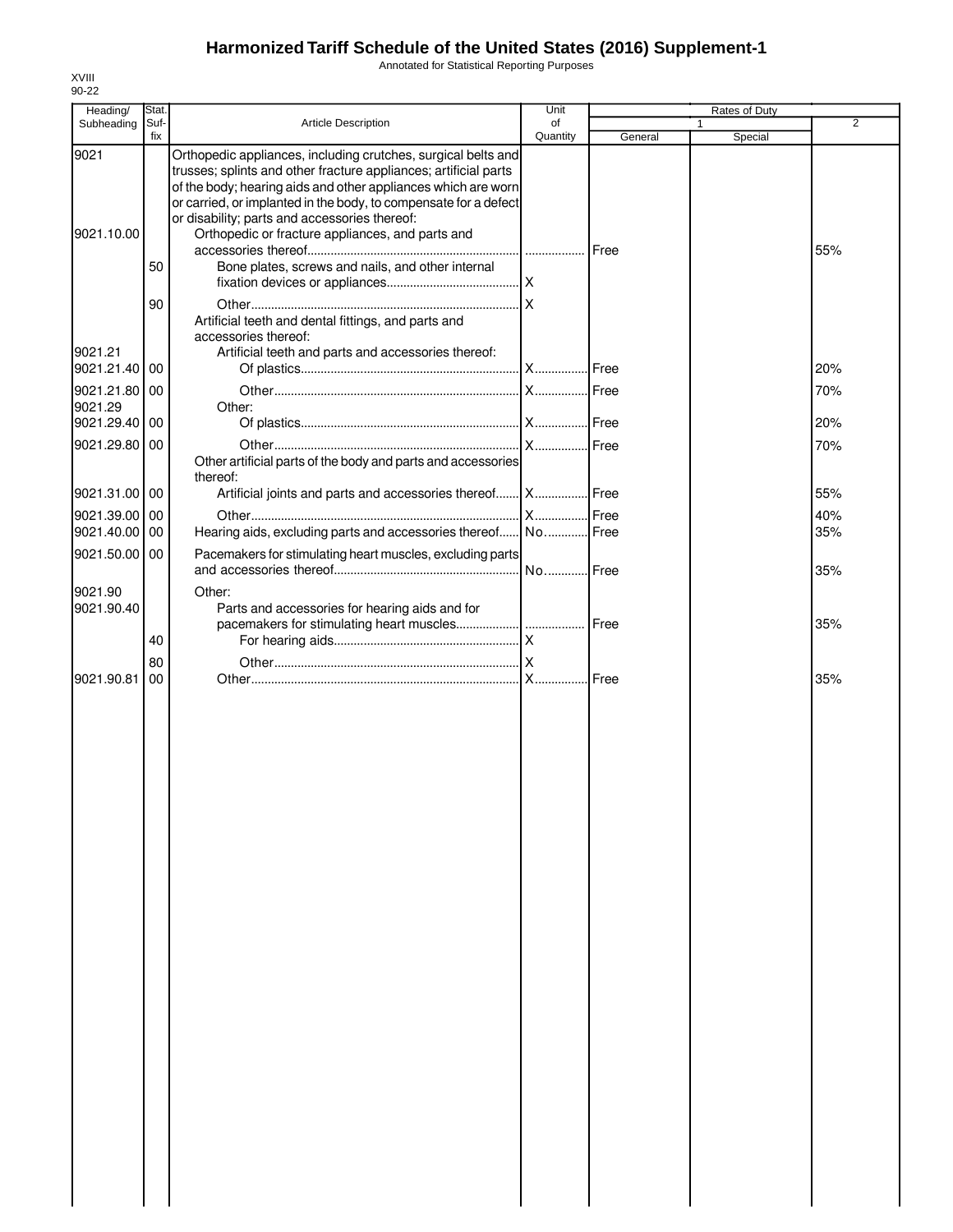# Harmonized Tariff Schedule of the United States (2016) Supplement-1

Annotated for Statistical Reporting Purposes

XVIII
90-22

| Heading/ Subheading | Stat. Suf-fix | Article Description | Unit of Quantity | Rates of Duty 1 General | Rates of Duty 1 Special | Rates of Duty 2 |
|---|---|---|---|---|---|---|
| 9021 | | Orthopedic appliances, including crutches, surgical belts and trusses; splints and other fracture appliances; artificial parts of the body; hearing aids and other appliances which are worn or carried, or implanted in the body, to compensate for a defect or disability; parts and accessories thereof: | | | | |
| 9021.10.00 | | Orthopedic or fracture appliances, and parts and accessories thereof | | Free | | 55% |
| | 50 | Bone plates, screws and nails, and other internal fixation devices or appliances | X | | | |
| | 90 | Other | X | | | |
| | | Artificial teeth and dental fittings, and parts and accessories thereof: | | | | |
| 9021.21 | | Artificial teeth and parts and accessories thereof: | | | | |
| 9021.21.40 | 00 | Of plastics | X | Free | | 20% |
| 9021.21.80 | 00 | Other | X | Free | | 70% |
| 9021.29 | | Other: | | | | |
| 9021.29.40 | 00 | Of plastics | X | Free | | 20% |
| 9021.29.80 | 00 | Other | X | Free | | 70% |
| | | Other artificial parts of the body and parts and accessories thereof: | | | | |
| 9021.31.00 | 00 | Artificial joints and parts and accessories thereof | X | Free | | 55% |
| 9021.39.00 | 00 | Other | X | Free | | 40% |
| 9021.40.00 | 00 | Hearing aids, excluding parts and accessories thereof | No. | Free | | 35% |
| 9021.50.00 | 00 | Pacemakers for stimulating heart muscles, excluding parts and accessories thereof | No. | Free | | 35% |
| 9021.90 | | Other: | | | | |
| 9021.90.40 | | Parts and accessories for hearing aids and for pacemakers for stimulating heart muscles | | Free | | 35% |
| | 40 | For hearing aids | X | | | |
| | 80 | Other | X | | | |
| 9021.90.81 | 00 | Other | X | Free | | 35% |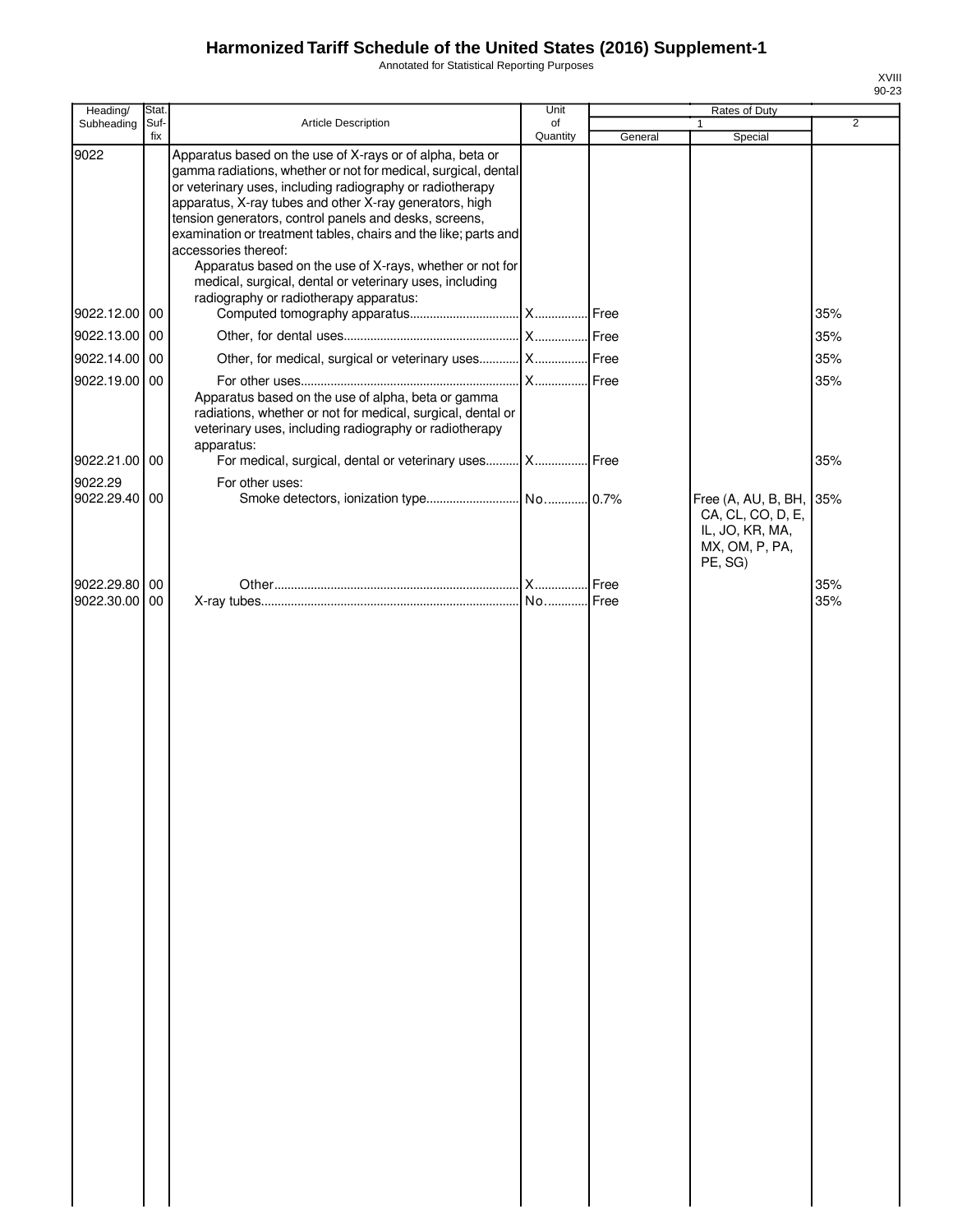# Harmonized Tariff Schedule of the United States (2016) Supplement-1

Annotated for Statistical Reporting Purposes

XVIII
90-23

| Heading/ Subheading | Stat. Suf- fix | Article Description | Unit of Quantity | Rates of Duty | | |
|---|---|---|---|---|---|---|
| | | | | 1 | | 2 |
| | | | | General | Special | |
| 9022 | | Apparatus based on the use of X-rays or of alpha, beta or gamma radiations, whether or not for medical, surgical, dental or veterinary uses, including radiography or radiotherapy apparatus, X-ray tubes and other X-ray generators, high tension generators, control panels and desks, screens, examination or treatment tables, chairs and the like; parts and accessories thereof: | | | | |
| | | Apparatus based on the use of X-rays, whether or not for medical, surgical, dental or veterinary uses, including radiography or radiotherapy apparatus: | | | | |
| 9022.12.00 | 00 | Computed tomography apparatus | X | Free | | 35% |
| 9022.13.00 | 00 | Other, for dental uses | X | Free | | 35% |
| 9022.14.00 | 00 | Other, for medical, surgical or veterinary uses | X | Free | | 35% |
| 9022.19.00 | 00 | For other uses | X | Free | | 35% |
| | | Apparatus based on the use of alpha, beta or gamma radiations, whether or not for medical, surgical, dental or veterinary uses, including radiography or radiotherapy apparatus: | | | | |
| 9022.21.00 | 00 | For medical, surgical, dental or veterinary uses | X | Free | | 35% |
| 9022.29 | | For other uses: | | | | |
| 9022.29.40 | 00 | Smoke detectors, ionization type | No. | 0.7% | Free (A, AU, B, BH, CA, CL, CO, D, E, IL, JO, KR, MA, MX, OM, P, PA, PE, SG) | 35% |
| 9022.29.80 | 00 | Other | X | Free | | 35% |
| 9022.30.00 | 00 | X-ray tubes | No. | Free | | 35% |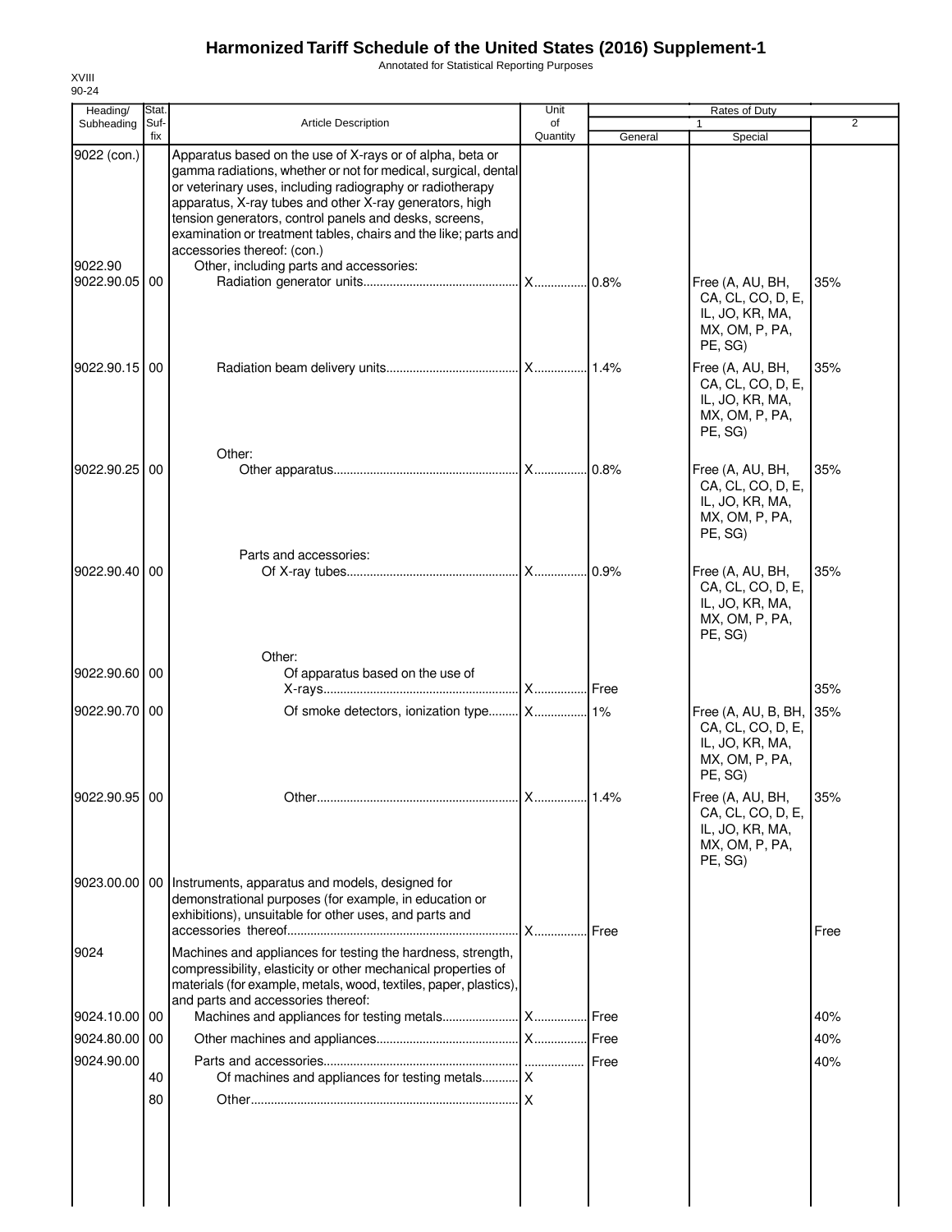# Harmonized Tariff Schedule of the United States (2016) Supplement-1

Annotated for Statistical Reporting Purposes

XVIII
90-24

| Heading/ Subheading | Stat. Suf-fix | Article Description | Unit of Quantity | Rates of Duty 1 General | Special | 2 |
|---|---|---|---|---|---|---|
| 9022 (con.) | | Apparatus based on the use of X-rays or of alpha, beta or gamma radiations, whether or not for medical, surgical, dental or veterinary uses, including radiography or radiotherapy apparatus, X-ray tubes and other X-ray generators, high tension generators, control panels and desks, screens, examination or treatment tables, chairs and the like; parts and accessories thereof: (con.) | | | | |
| 9022.90 | | Other, including parts and accessories: | | | | |
| 9022.90.05 | 00 | Radiation generator units | X | 0.8% | Free (A, AU, BH, CA, CL, CO, D, E, IL, JO, KR, MA, MX, OM, P, PA, PE, SG) | 35% |
| 9022.90.15 | 00 | Radiation beam delivery units | X | 1.4% | Free (A, AU, BH, CA, CL, CO, D, E, IL, JO, KR, MA, MX, OM, P, PA, PE, SG) | 35% |
| | | Other: | | | | |
| 9022.90.25 | 00 | Other apparatus | X | 0.8% | Free (A, AU, BH, CA, CL, CO, D, E, IL, JO, KR, MA, MX, OM, P, PA, PE, SG) | 35% |
| | | Parts and accessories: | | | | |
| 9022.90.40 | 00 | Of X-ray tubes | X | 0.9% | Free (A, AU, BH, CA, CL, CO, D, E, IL, JO, KR, MA, MX, OM, P, PA, PE, SG) | 35% |
| | | Other: | | | | |
| 9022.90.60 | 00 | Of apparatus based on the use of X-rays | X | Free | | 35% |
| 9022.90.70 | 00 | Of smoke detectors, ionization type | X | 1% | Free (A, AU, B, BH, CA, CL, CO, D, E, IL, JO, KR, MA, MX, OM, P, PA, PE, SG) | 35% |
| 9022.90.95 | 00 | Other | X | 1.4% | Free (A, AU, BH, CA, CL, CO, D, E, IL, JO, KR, MA, MX, OM, P, PA, PE, SG) | 35% |
| 9023.00.00 | 00 | Instruments, apparatus and models, designed for demonstrational purposes (for example, in education or exhibitions), unsuitable for other uses, and parts and accessories thereof | X | Free | | Free |
| 9024 | | Machines and appliances for testing the hardness, strength, compressibility, elasticity or other mechanical properties of materials (for example, metals, wood, textiles, paper, plastics), and parts and accessories thereof: | | | | |
| 9024.10.00 | 00 | Machines and appliances for testing metals | X | Free | | 40% |
| 9024.80.00 | 00 | Other machines and appliances | X | Free | | 40% |
| 9024.90.00 | | Parts and accessories | | Free | | 40% |
| | 40 | Of machines and appliances for testing metals | X | | | |
| | 80 | Other | X | | | |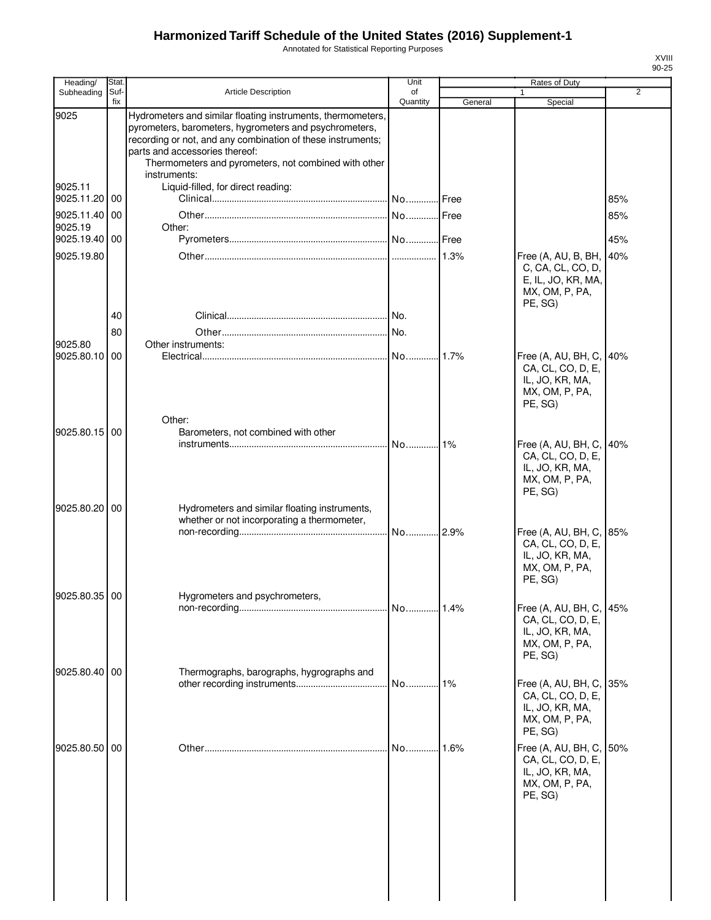# Harmonized Tariff Schedule of the United States (2016) Supplement-1

Annotated for Statistical Reporting Purposes

XVIII
90-25

| Heading/ Subheading | Stat. Suf- fix | Article Description | Unit of Quantity | Rates of Duty 1 General | Special | 2 |
|---|---|---|---|---|---|---|
| 9025 | | Hydrometers and similar floating instruments, thermometers, pyrometers, barometers, hygrometers and psychrometers, recording or not, and any combination of these instruments; parts and accessories thereof: | | | | |
| | | Thermometers and pyrometers, not combined with other instruments: | | | | |
| 9025.11 | | Liquid-filled, for direct reading: | | | | |
| 9025.11.20 | 00 | Clinical | No. | Free | | 85% |
| 9025.11.40 | 00 | Other | No. | Free | | 85% |
| 9025.19 | | Other: | | | | |
| 9025.19.40 | 00 | Pyrometers | No. | Free | | 45% |
| 9025.19.80 | | Other | | 1.3% | Free (A, AU, B, BH, C, CA, CL, CO, D, E, IL, JO, KR, MA, MX, OM, P, PA, PE, SG) | 40% |
| | 40 | Clinical | No. | | | |
| | 80 | Other | No. | | | |
| 9025.80 | | Other instruments: | | | | |
| 9025.80.10 | 00 | Electrical | No. | 1.7% | Free (A, AU, BH, C, CA, CL, CO, D, E, IL, JO, KR, MA, MX, OM, P, PA, PE, SG) | 40% |
| | | Other: | | | | |
| 9025.80.15 | 00 | Barometers, not combined with other instruments | No. | 1% | Free (A, AU, BH, C, CA, CL, CO, D, E, IL, JO, KR, MA, MX, OM, P, PA, PE, SG) | 40% |
| 9025.80.20 | 00 | Hydrometers and similar floating instruments, whether or not incorporating a thermometer, non-recording | No. | 2.9% | Free (A, AU, BH, C, CA, CL, CO, D, E, IL, JO, KR, MA, MX, OM, P, PA, PE, SG) | 85% |
| 9025.80.35 | 00 | Hygrometers and psychrometers, non-recording | No. | 1.4% | Free (A, AU, BH, C, CA, CL, CO, D, E, IL, JO, KR, MA, MX, OM, P, PA, PE, SG) | 45% |
| 9025.80.40 | 00 | Thermographs, barographs, hygrographs and other recording instruments | No. | 1% | Free (A, AU, BH, C, CA, CL, CO, D, E, IL, JO, KR, MA, MX, OM, P, PA, PE, SG) | 35% |
| 9025.80.50 | 00 | Other | No. | 1.6% | Free (A, AU, BH, C, CA, CL, CO, D, E, IL, JO, KR, MA, MX, OM, P, PA, PE, SG) | 50% |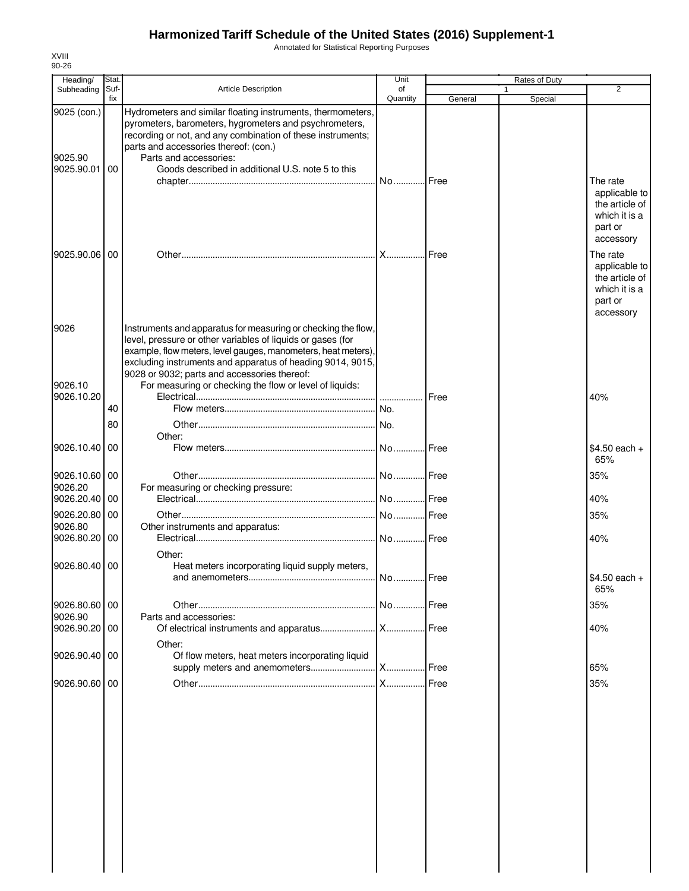# Harmonized Tariff Schedule of the United States (2016) Supplement-1

Annotated for Statistical Reporting Purposes

XVIII
90-26

| Heading/ Subheading | Stat. Suf-fix | Article Description | Unit of Quantity | Rates of Duty 1 General | Special | 2 |
|---|---|---|---|---|---|---|
| 9025 (con.) | | Hydrometers and similar floating instruments, thermometers, pyrometers, barometers, hygrometers and psychrometers, recording or not, and any combination of these instruments; parts and accessories thereof: (con.) | | | | |
| 9025.90 | | Parts and accessories: | | | | |
| 9025.90.01 | 00 | Goods described in additional U.S. note 5 to this chapter | No. | Free | | The rate applicable to the article of which it is a part or accessory |
| 9025.90.06 | 00 | Other | X | Free | | The rate applicable to the article of which it is a part or accessory |
| 9026 | | Instruments and apparatus for measuring or checking the flow, level, pressure or other variables of liquids or gases (for example, flow meters, level gauges, manometers, heat meters), excluding instruments and apparatus of heading 9014, 9015, 9028 or 9032; parts and accessories thereof: | | | | |
| 9026.10 | | For measuring or checking the flow or level of liquids: | | | | |
| 9026.10.20 | | Electrical | | Free | | 40% |
| | 40 | Flow meters | No. | | | |
| | 80 | Other | No. | | | |
| | | Other: | | | | |
| 9026.10.40 | 00 | Flow meters | No. | Free | | $4.50 each + 65% |
| 9026.10.60 | 00 | Other | No. | Free | | 35% |
| 9026.20 | | For measuring or checking pressure: | | | | |
| 9026.20.40 | 00 | Electrical | No. | Free | | 40% |
| 9026.20.80 | 00 | Other | No. | Free | | 35% |
| 9026.80 | | Other instruments and apparatus: | | | | |
| 9026.80.20 | 00 | Electrical | No. | Free | | 40% |
| | | Other: | | | | |
| 9026.80.40 | 00 | Heat meters incorporating liquid supply meters, and anemometers | No. | Free | | $4.50 each + 65% |
| 9026.80.60 | 00 | Other | No. | Free | | 35% |
| 9026.90 | | Parts and accessories: | | | | |
| 9026.90.20 | 00 | Of electrical instruments and apparatus | X | Free | | 40% |
| | | Other: | | | | |
| 9026.90.40 | 00 | Of flow meters, heat meters incorporating liquid supply meters and anemometers | X | Free | | 65% |
| 9026.90.60 | 00 | Other | X | Free | | 35% |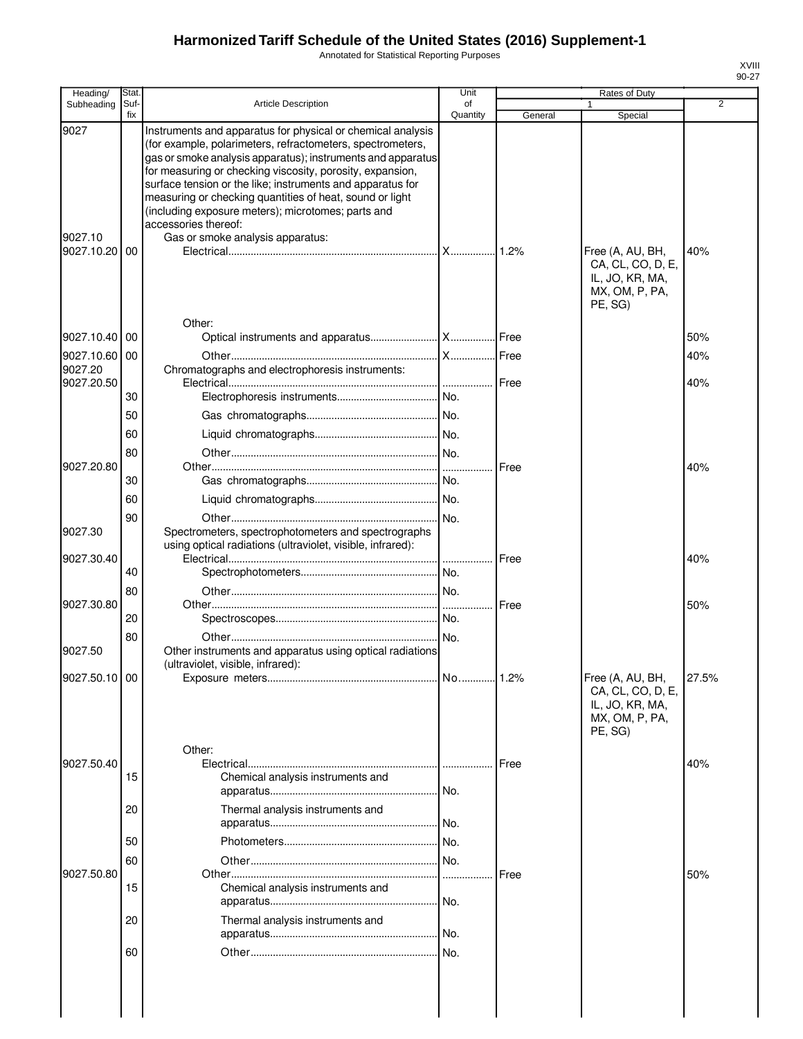# Harmonized Tariff Schedule of the United States (2016) Supplement-1

Annotated for Statistical Reporting Purposes

| Heading/ Subheading | Stat. Suf- fix | Article Description | Unit of Quantity | Rates of Duty 1 General | Special | 2 |
|---|---|---|---|---|---|---|
| 9027 | | Instruments and apparatus for physical or chemical analysis (for example, polarimeters, refractometers, spectrometers, gas or smoke analysis apparatus); instruments and apparatus for measuring or checking viscosity, porosity, expansion, surface tension or the like; instruments and apparatus for measuring or checking quantities of heat, sound or light (including exposure meters); microtomes; parts and accessories thereof: | | | | |
| 9027.10 | | Gas or smoke analysis apparatus: | | | | |
| 9027.10.20 | 00 | Electrical | X | 1.2% | Free (A, AU, BH, CA, CL, CO, D, E, IL, JO, KR, MA, MX, OM, P, PA, PE, SG) | 40% |
| | | Other: | | | | |
| 9027.10.40 | 00 | Optical instruments and apparatus | X | Free | | 50% |
| 9027.10.60 | 00 | Other | X | Free | | 40% |
| 9027.20 | | Chromatographs and electrophoresis instruments: | | | | |
| 9027.20.50 | | Electrical | | Free | | 40% |
| | 30 | Electrophoresis instruments | No. | | | |
| | 50 | Gas chromatographs | No. | | | |
| | 60 | Liquid chromatographs | No. | | | |
| | 80 | Other | No. | | | |
| 9027.20.80 | | Other | | Free | | 40% |
| | 30 | Gas chromatographs | No. | | | |
| | 60 | Liquid chromatographs | No. | | | |
| | 90 | Other | No. | | | |
| 9027.30 | | Spectrometers, spectrophotometers and spectrographs using optical radiations (ultraviolet, visible, infrared): | | | | |
| 9027.30.40 | | Electrical | | Free | | 40% |
| | 40 | Spectrophotometers | No. | | | |
| | 80 | Other | No. | | | |
| 9027.30.80 | | Other | | Free | | 50% |
| | 20 | Spectroscopes | No. | | | |
| | 80 | Other | No. | | | |
| 9027.50 | | Other instruments and apparatus using optical radiations (ultraviolet, visible, infrared): | | | | |
| 9027.50.10 | 00 | Exposure meters | No. | 1.2% | Free (A, AU, BH, CA, CL, CO, D, E, IL, JO, KR, MA, MX, OM, P, PA, PE, SG) | 27.5% |
| | | Other: | | | | |
| 9027.50.40 | | Electrical | | Free | | 40% |
| | 15 | Chemical analysis instruments and apparatus | No. | | | |
| | 20 | Thermal analysis instruments and apparatus | No. | | | |
| | 50 | Photometers | No. | | | |
| | 60 | Other | No. | | | |
| 9027.50.80 | | Other | | Free | | 50% |
| | 15 | Chemical analysis instruments and apparatus | No. | | | |
| | 20 | Thermal analysis instruments and apparatus | No. | | | |
| | 60 | Other | No. | | | |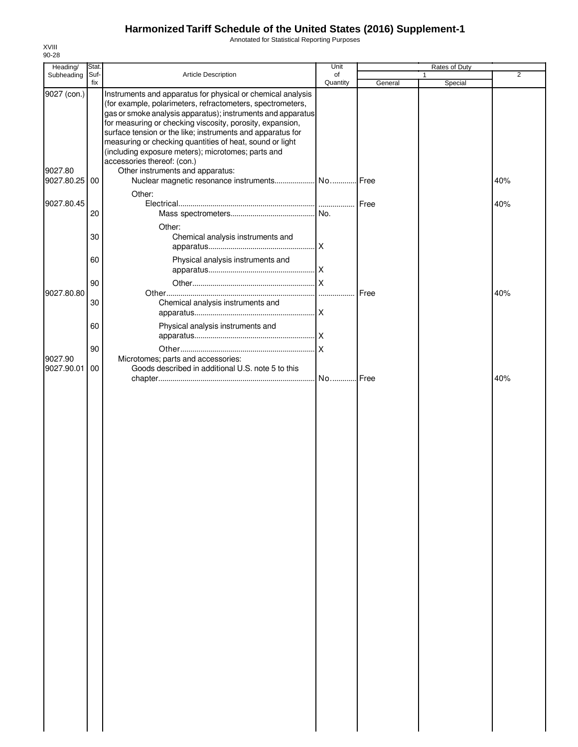# Harmonized Tariff Schedule of the United States (2016) Supplement-1

Annotated for Statistical Reporting Purposes

XVIII
90-28

| Heading/ Subheading | Stat. Suf- fix | Article Description | Unit of Quantity | Rates of Duty 1 General | Rates of Duty 1 Special | Rates of Duty 2 |
|---|---|---|---|---|---|---|
| 9027 (con.) | | Instruments and apparatus for physical or chemical analysis (for example, polarimeters, refractometers, spectrometers, gas or smoke analysis apparatus); instruments and apparatus for measuring or checking viscosity, porosity, expansion, surface tension or the like; instruments and apparatus for measuring or checking quantities of heat, sound or light (including exposure meters); microtomes; parts and accessories thereof: (con.) | | | | |
| 9027.80 | | Other instruments and apparatus: | | | | |
| 9027.80.25 | 00 | Nuclear magnetic resonance instruments | No. | Free | | 40% |
| | | Other: | | | | |
| 9027.80.45 | | Electrical | | Free | | 40% |
| | 20 | Mass spectrometers | No. | | | |
| | | Other: | | | | |
| | 30 | Chemical analysis instruments and apparatus | X | | | |
| | 60 | Physical analysis instruments and apparatus | X | | | |
| | 90 | Other | X | | | |
| 9027.80.80 | | Other | | Free | | 40% |
| | 30 | Chemical analysis instruments and apparatus | X | | | |
| | 60 | Physical analysis instruments and apparatus | X | | | |
| | 90 | Other | X | | | |
| 9027.90 | | Microtomes; parts and accessories: | | | | |
| 9027.90.01 | 00 | Goods described in additional U.S. note 5 to this chapter | No. | Free | | 40% |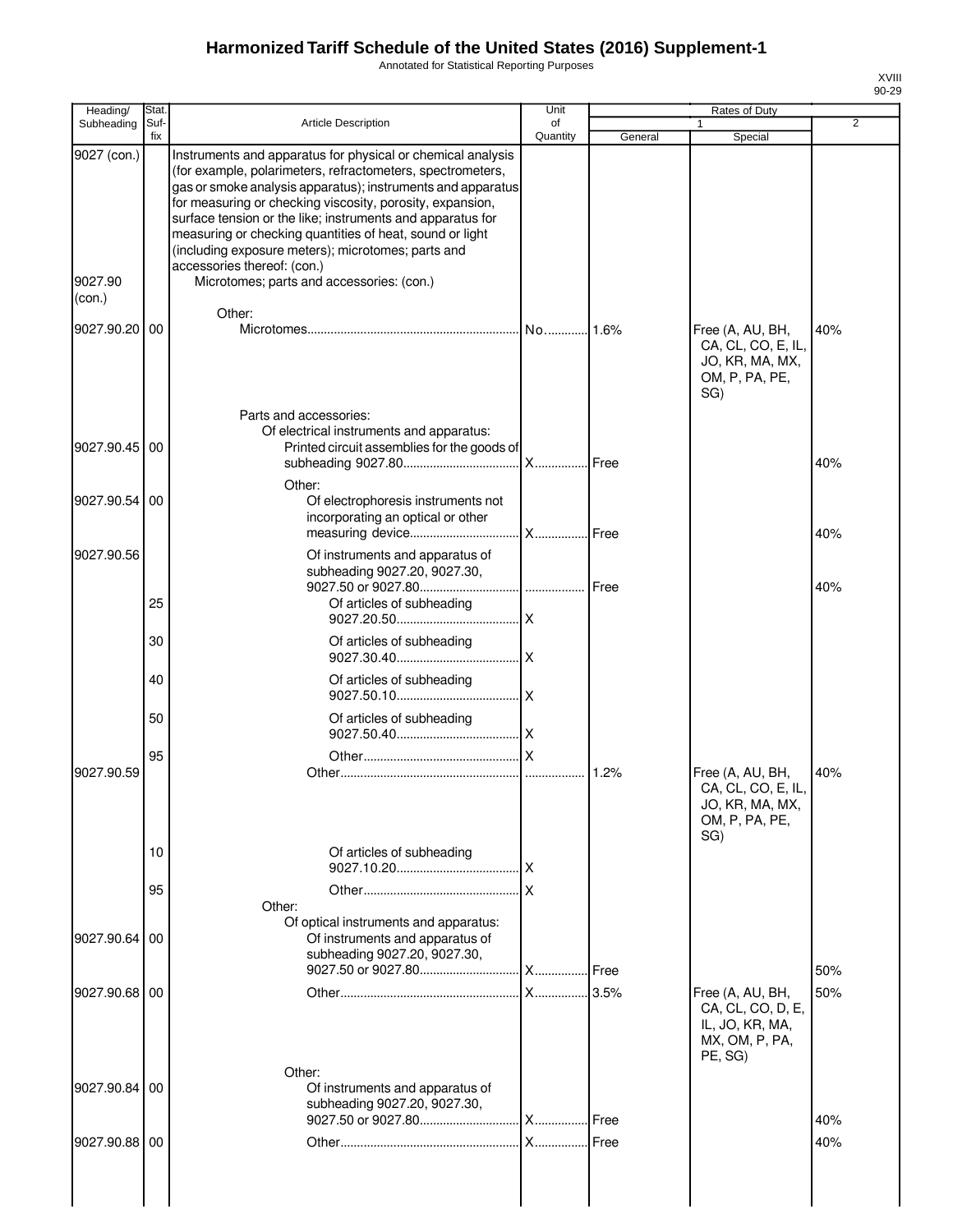# Harmonized Tariff Schedule of the United States (2016) Supplement-1

Annotated for Statistical Reporting Purposes

XVIII
90-29

| Heading/ Subheading | Stat. Suf- fix | Article Description | Unit of Quantity | Rates of Duty 1 General | Rates of Duty 1 Special | Rates of Duty 2 |
|---|---|---|---|---|---|---|
| 9027 (con.) | | Instruments and apparatus for physical or chemical analysis (for example, polarimeters, refractometers, spectrometers, gas or smoke analysis apparatus); instruments and apparatus for measuring or checking viscosity, porosity, expansion, surface tension or the like; instruments and apparatus for measuring or checking quantities of heat, sound or light (including exposure meters); microtomes; parts and accessories thereof: (con.) | | | | |
| 9027.90 (con.) | | Microtomes; parts and accessories: (con.) | | | | |
| | | Other: | | | | |
| 9027.90.20 | 00 | Microtomes | No. | 1.6% | Free (A, AU, BH, CA, CL, CO, E, IL, JO, KR, MA, MX, OM, P, PA, PE, SG) | 40% |
| | | Parts and accessories: | | | | |
| | | Of electrical instruments and apparatus: | | | | |
| 9027.90.45 | 00 | Printed circuit assemblies for the goods of subheading 9027.80 | X | Free | | 40% |
| | | Other: | | | | |
| 9027.90.54 | 00 | Of electrophoresis instruments not incorporating an optical or other measuring device | X | Free | | 40% |
| 9027.90.56 | | Of instruments and apparatus of subheading 9027.20, 9027.30, 9027.50 or 9027.80 | | Free | | 40% |
| | 25 | Of articles of subheading 9027.20.50 | X | | | |
| | 30 | Of articles of subheading 9027.30.40 | X | | | |
| | 40 | Of articles of subheading 9027.50.10 | X | | | |
| | 50 | Of articles of subheading 9027.50.40 | X | | | |
| | 95 | Other | X | | | |
| 9027.90.59 | | Other | | 1.2% | Free (A, AU, BH, CA, CL, CO, E, IL, JO, KR, MA, MX, OM, P, PA, PE, SG) | 40% |
| | 10 | Of articles of subheading 9027.10.20 | X | | | |
| | 95 | Other | X | | | |
| | | Other: | | | | |
| | | Of optical instruments and apparatus: | | | | |
| 9027.90.64 | 00 | Of instruments and apparatus of subheading 9027.20, 9027.30, 9027.50 or 9027.80 | X | Free | | 50% |
| 9027.90.68 | 00 | Other | X | 3.5% | Free (A, AU, BH, CA, CL, CO, D, E, IL, JO, KR, MA, MX, OM, P, PA, PE, SG) | 50% |
| | | Other: | | | | |
| 9027.90.84 | 00 | Of instruments and apparatus of subheading 9027.20, 9027.30, 9027.50 or 9027.80 | X | Free | | 40% |
| 9027.90.88 | 00 | Other | X | Free | | 40% |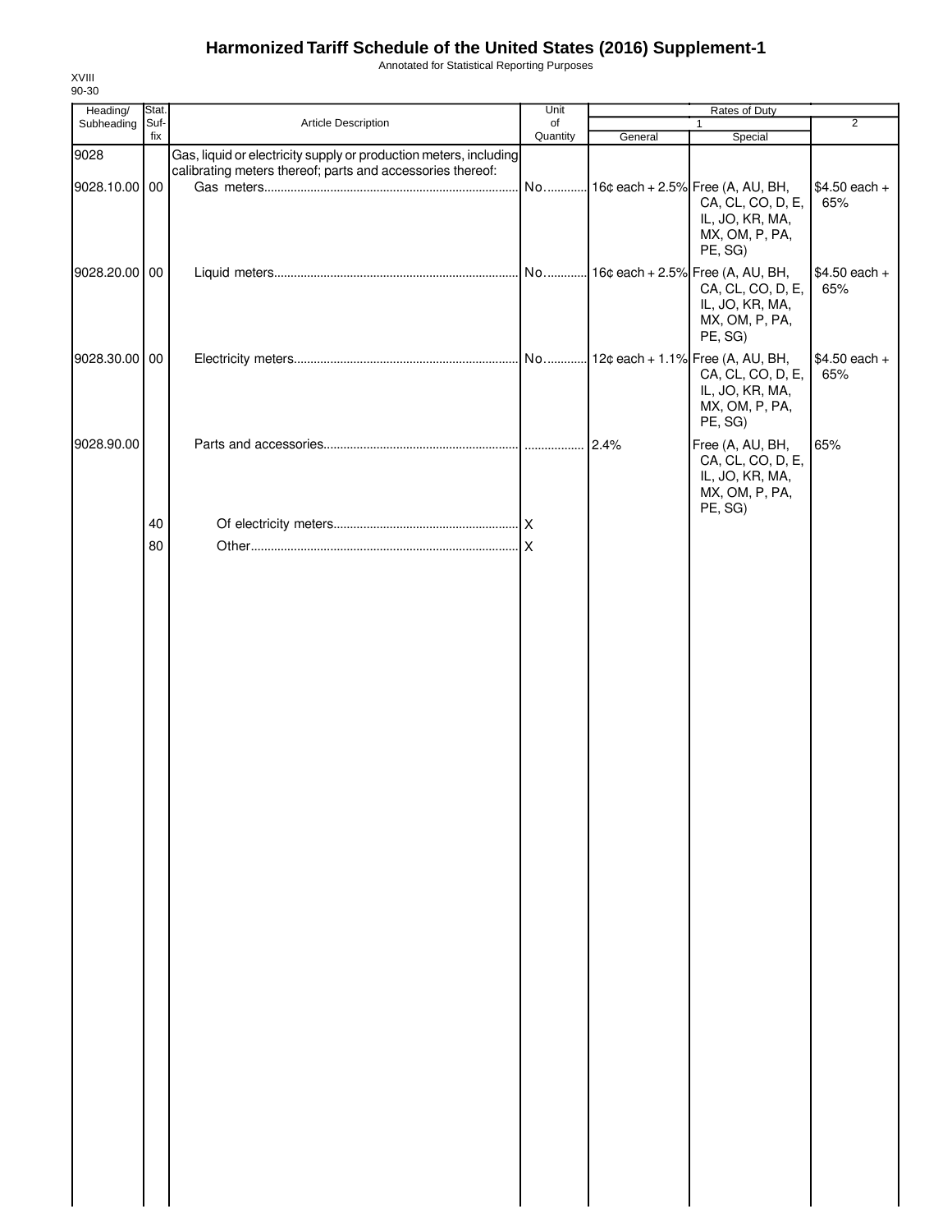# Harmonized Tariff Schedule of the United States (2016) Supplement-1

Annotated for Statistical Reporting Purposes

XVIII
90-30

| Heading/ Subheading | Stat. Suf- fix | Article Description | Unit of Quantity | Rates of Duty 1 General | Special | 2 |
|---|---|---|---|---|---|---|
| 9028 | | Gas, liquid or electricity supply or production meters, including calibrating meters thereof; parts and accessories thereof: | | | | |
| 9028.10.00 | 00 | Gas meters | No. | 16¢ each + 2.5% | Free (A, AU, BH, CA, CL, CO, D, E, IL, JO, KR, MA, MX, OM, P, PA, PE, SG) | $4.50 each + 65% |
| 9028.20.00 | 00 | Liquid meters | No. | 16¢ each + 2.5% | Free (A, AU, BH, CA, CL, CO, D, E, IL, JO, KR, MA, MX, OM, P, PA, PE, SG) | $4.50 each + 65% |
| 9028.30.00 | 00 | Electricity meters | No. | 12¢ each + 1.1% | Free (A, AU, BH, CA, CL, CO, D, E, IL, JO, KR, MA, MX, OM, P, PA, PE, SG) | $4.50 each + 65% |
| 9028.90.00 | | Parts and accessories | | 2.4% | Free (A, AU, BH, CA, CL, CO, D, E, IL, JO, KR, MA, MX, OM, P, PA, PE, SG) | 65% |
| | 40 | Of electricity meters | X | | | |
| | 80 | Other | X | | | |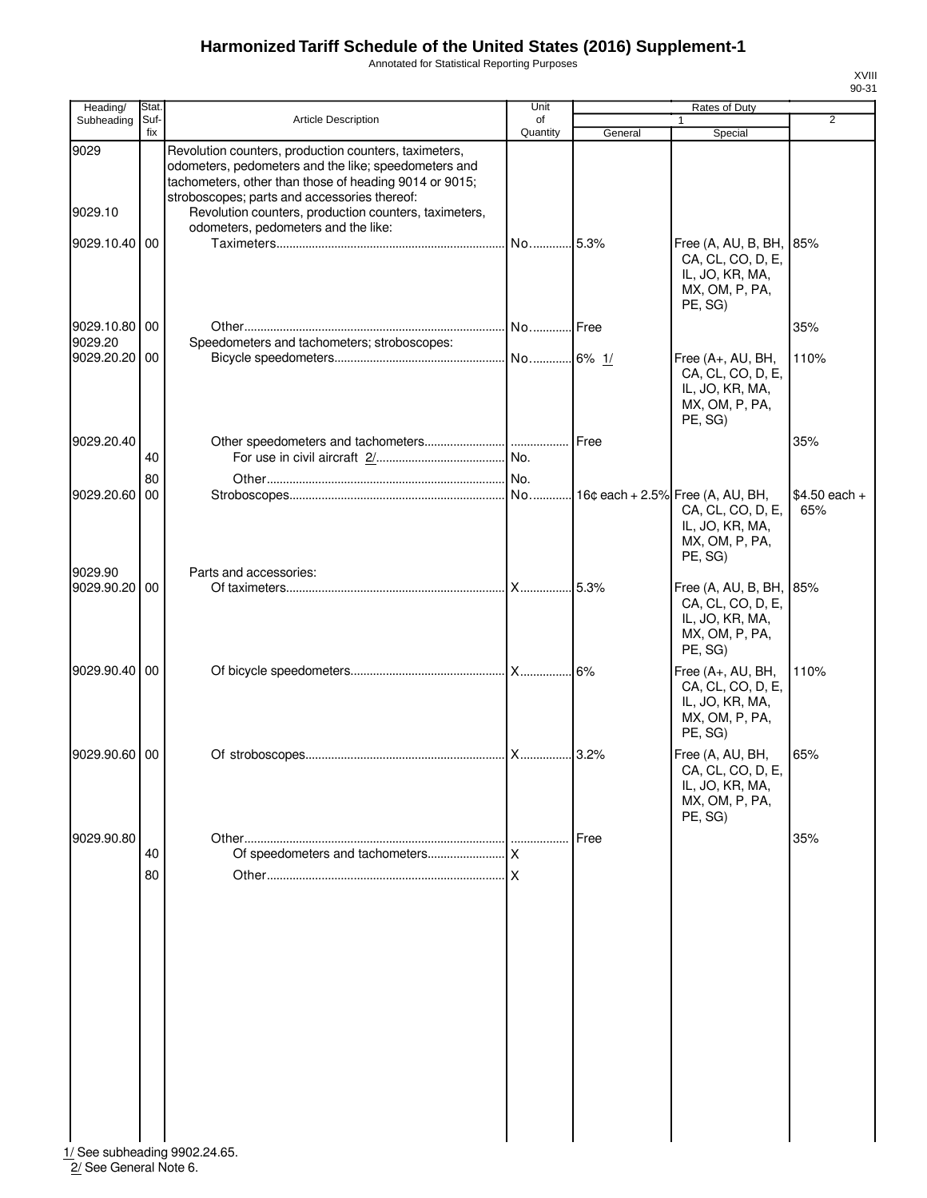# Harmonized Tariff Schedule of the United States (2016) Supplement-1

Annotated for Statistical Reporting Purposes

XVIII
90-31

| Heading/ Subheading | Stat. Suf- fix | Article Description | Unit of Quantity | Rates of Duty 1 General | Special | 2 |
|---|---|---|---|---|---|---|
| 9029 | | Revolution counters, production counters, taximeters, odometers, pedometers and the like; speedometers and tachometers, other than those of heading 9014 or 9015; stroboscopes; parts and accessories thereof: | | | | |
| 9029.10 | | Revolution counters, production counters, taximeters, odometers, pedometers and the like: | | | | |
| 9029.10.40 | 00 | Taximeters | No. | 5.3% | Free (A, AU, B, BH, CA, CL, CO, D, E, IL, JO, KR, MA, MX, OM, P, PA, PE, SG) | 85% |
| 9029.10.80 | 00 | Other | No. | Free | | 35% |
| 9029.20 | | Speedometers and tachometers; stroboscopes: | | | | |
| 9029.20.20 | 00 | Bicycle speedometers | No. | 6% 1/ | Free (A+, AU, BH, CA, CL, CO, D, E, IL, JO, KR, MA, MX, OM, P, PA, PE, SG) | 110% |
| 9029.20.40 | | Other speedometers and tachometers | | Free | | 35% |
| | 40 | For use in civil aircraft 2/ | No. | | | |
| | 80 | Other | No. | | | |
| 9029.20.60 | 00 | Stroboscopes | No. | 16¢ each + 2.5% | Free (A, AU, BH, CA, CL, CO, D, E, IL, JO, KR, MA, MX, OM, P, PA, PE, SG) | $4.50 each + 65% |
| 9029.90 | | Parts and accessories: | | | | |
| 9029.90.20 | 00 | Of taximeters | X | 5.3% | Free (A, AU, B, BH, CA, CL, CO, D, E, IL, JO, KR, MA, MX, OM, P, PA, PE, SG) | 85% |
| 9029.90.40 | 00 | Of bicycle speedometers | X | 6% | Free (A+, AU, BH, CA, CL, CO, D, E, IL, JO, KR, MA, MX, OM, P, PA, PE, SG) | 110% |
| 9029.90.60 | 00 | Of stroboscopes | X | 3.2% | Free (A, AU, BH, CA, CL, CO, D, E, IL, JO, KR, MA, MX, OM, P, PA, PE, SG) | 65% |
| 9029.90.80 | | Other | | Free | | 35% |
| | 40 | Of speedometers and tachometers | X | | | |
| | 80 | Other | X | | | |

1/ See subheading 9902.24.65.
2/ See General Note 6.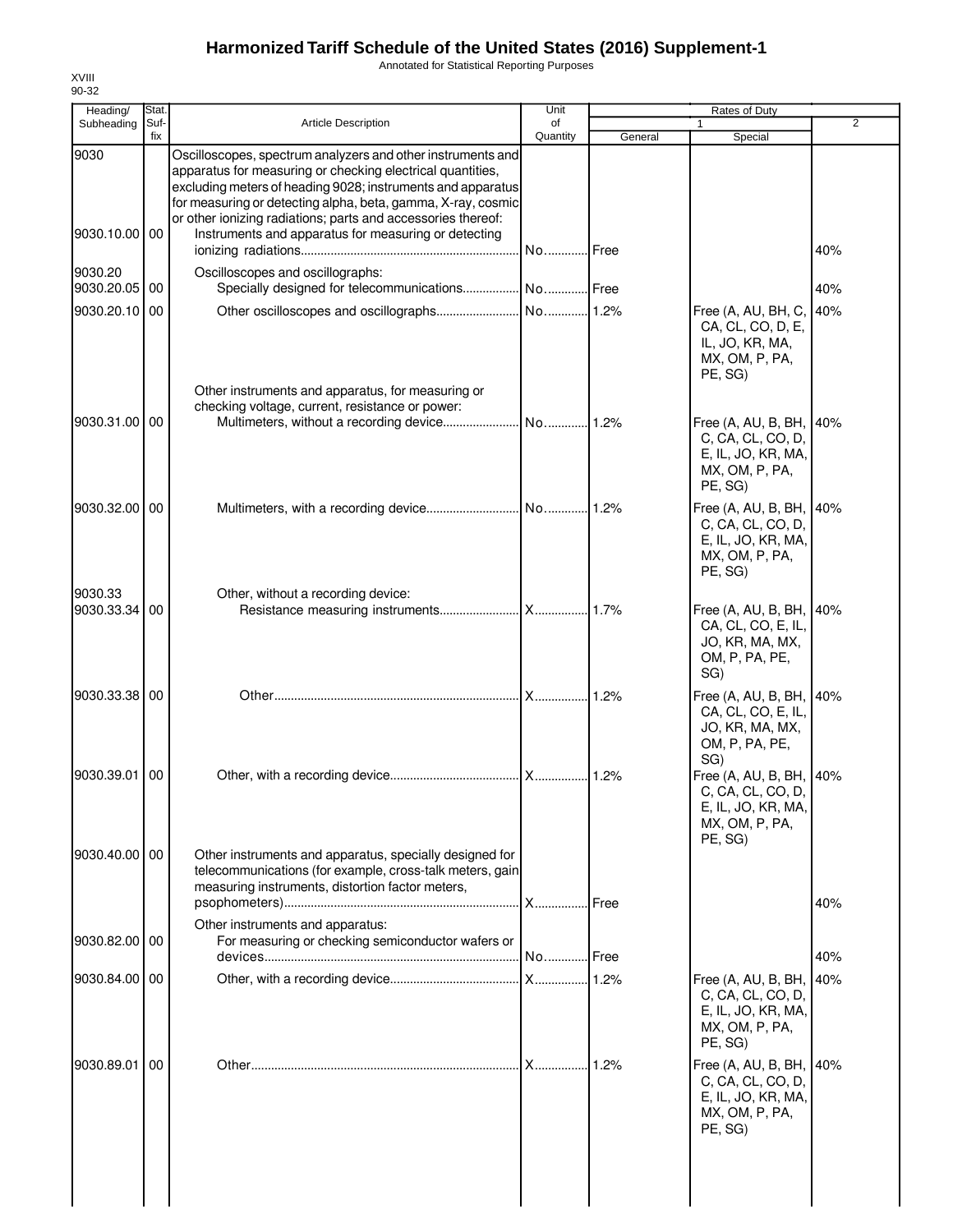# Harmonized Tariff Schedule of the United States (2016) Supplement-1

Annotated for Statistical Reporting Purposes

XVIII
90-32

| Heading/ Subheading | Stat. Suf- fix | Article Description | Unit of Quantity | Rates of Duty | | |
|---|---|---|---|---|---|---|
| | | | | 1 | | 2 |
| | | | | General | Special | |
| 9030 | | Oscilloscopes, spectrum analyzers and other instruments and apparatus for measuring or checking electrical quantities, excluding meters of heading 9028; instruments and apparatus for measuring or detecting alpha, beta, gamma, X-ray, cosmic or other ionizing radiations; parts and accessories thereof: | | | | |
| 9030.10.00 | 00 | Instruments and apparatus for measuring or detecting ionizing radiations | No. | Free | | 40% |
| 9030.20 | | Oscilloscopes and oscillographs: | | | | |
| 9030.20.05 | 00 | Specially designed for telecommunications | No. | Free | | 40% |
| 9030.20.10 | 00 | Other oscilloscopes and oscillographs | No. | 1.2% | Free (A, AU, BH, C, CA, CL, CO, D, E, IL, JO, KR, MA, MX, OM, P, PA, PE, SG) | 40% |
| | | Other instruments and apparatus, for measuring or checking voltage, current, resistance or power: | | | | |
| 9030.31.00 | 00 | Multimeters, without a recording device | No. | 1.2% | Free (A, AU, B, BH, C, CA, CL, CO, D, E, IL, JO, KR, MA, MX, OM, P, PA, PE, SG) | 40% |
| 9030.32.00 | 00 | Multimeters, with a recording device | No. | 1.2% | Free (A, AU, B, BH, C, CA, CL, CO, D, E, IL, JO, KR, MA, MX, OM, P, PA, PE, SG) | 40% |
| 9030.33 | | Other, without a recording device: | | | | |
| 9030.33.34 | 00 | Resistance measuring instruments | X | 1.7% | Free (A, AU, B, BH, CA, CL, CO, E, IL, JO, KR, MA, MX, OM, P, PA, PE, SG) | 40% |
| 9030.33.38 | 00 | Other | X | 1.2% | Free (A, AU, B, BH, CA, CL, CO, E, IL, JO, KR, MA, MX, OM, P, PA, PE, SG) | 40% |
| 9030.39.01 | 00 | Other, with a recording device | X | 1.2% | Free (A, AU, B, BH, C, CA, CL, CO, D, E, IL, JO, KR, MA, MX, OM, P, PA, PE, SG) | 40% |
| 9030.40.00 | 00 | Other instruments and apparatus, specially designed for telecommunications (for example, cross-talk meters, gain measuring instruments, distortion factor meters, psophometers) | X | Free | | 40% |
| | | Other instruments and apparatus: | | | | |
| 9030.82.00 | 00 | For measuring or checking semiconductor wafers or devices | No. | Free | | 40% |
| 9030.84.00 | 00 | Other, with a recording device | X | 1.2% | Free (A, AU, B, BH, C, CA, CL, CO, D, E, IL, JO, KR, MA, MX, OM, P, PA, PE, SG) | 40% |
| 9030.89.01 | 00 | Other | X | 1.2% | Free (A, AU, B, BH, C, CA, CL, CO, D, E, IL, JO, KR, MA, MX, OM, P, PA, PE, SG) | 40% |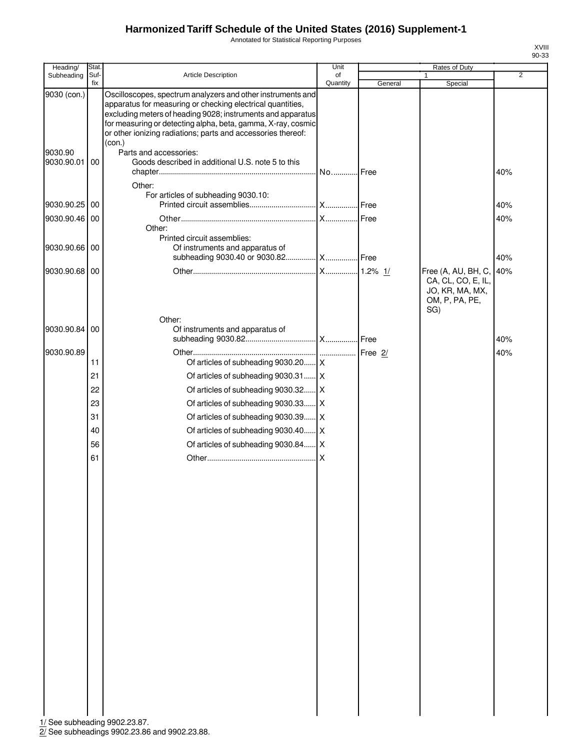# Harmonized Tariff Schedule of the United States (2016) Supplement-1

Annotated for Statistical Reporting Purposes

XVIII
90-33

| Heading/ Subheading | Stat. Suf- fix | Article Description | Unit of Quantity | Rates of Duty 1 General | Special | 2 |
|---|---|---|---|---|---|---|
| 9030 (con.) | | Oscilloscopes, spectrum analyzers and other instruments and apparatus for measuring or checking electrical quantities, excluding meters of heading 9028; instruments and apparatus for measuring or detecting alpha, beta, gamma, X-ray, cosmic or other ionizing radiations; parts and accessories thereof: (con.) | | | | |
| 9030.90 | | Parts and accessories: | | | | |
| 9030.90.01 | 00 | Goods described in additional U.S. note 5 to this chapter | No. | Free | | 40% |
| | | Other: | | | | |
| | | For articles of subheading 9030.10: | | | | |
| 9030.90.25 | 00 | Printed circuit assemblies | X | Free | | 40% |
| 9030.90.46 | 00 | Other | X | Free | | 40% |
| | | Other: | | | | |
| | | Printed circuit assemblies: | | | | |
| 9030.90.66 | 00 | Of instruments and apparatus of subheading 9030.40 or 9030.82 | X | Free | | 40% |
| 9030.90.68 | 00 | Other | X | 1.2% 1/ | Free (A, AU, BH, C, CA, CL, CO, E, IL, JO, KR, MA, MX, OM, P, PA, PE, SG) | 40% |
| | | Other: | | | | |
| 9030.90.84 | 00 | Of instruments and apparatus of subheading 9030.82 | X | Free | | 40% |
| 9030.90.89 | | Other | | Free 2/ | | 40% |
| | 11 | Of articles of subheading 9030.20 | X | | | |
| | 21 | Of articles of subheading 9030.31 | X | | | |
| | 22 | Of articles of subheading 9030.32 | X | | | |
| | 23 | Of articles of subheading 9030.33 | X | | | |
| | 31 | Of articles of subheading 9030.39 | X | | | |
| | 40 | Of articles of subheading 9030.40 | X | | | |
| | 56 | Of articles of subheading 9030.84 | X | | | |
| | 61 | Other | X | | | |

1/ See subheading 9902.23.87.

2/ See subheadings 9902.23.86 and 9902.23.88.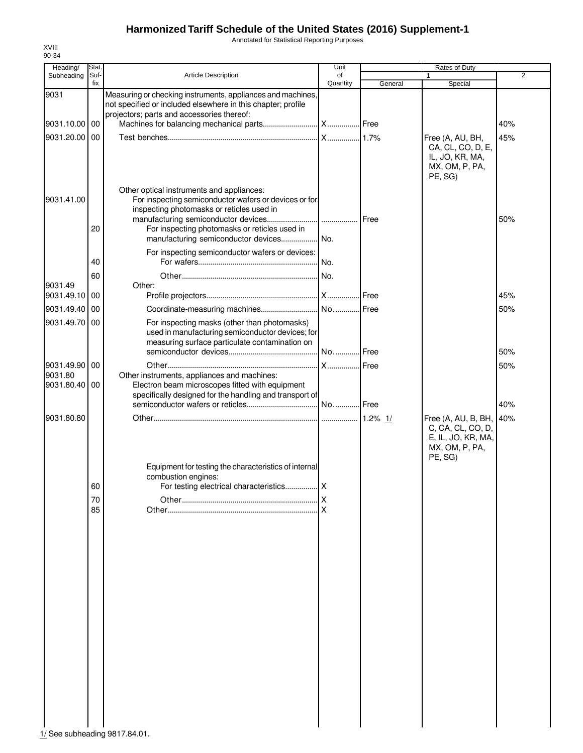# Harmonized Tariff Schedule of the United States (2016) Supplement-1

Annotated for Statistical Reporting Purposes

XVIII
90-34

| Heading/ Subheading | Stat. Suf- fix | Article Description | Unit of Quantity | Rates of Duty | | |
|---|---|---|---|---|---|---|
| | | | | 1 | | 2 |
| | | | | General | Special | |
| 9031 | | Measuring or checking instruments, appliances and machines, not specified or included elsewhere in this chapter; profile projectors; parts and accessories thereof: | | | | |
| 9031.10.00 | 00 | Machines for balancing mechanical parts | X | Free | | 40% |
| 9031.20.00 | 00 | Test benches | X | 1.7% | Free (A, AU, BH, CA, CL, CO, D, E, IL, JO, KR, MA, MX, OM, P, PA, PE, SG) | 45% |
| | | Other optical instruments and appliances: | | | | |
| 9031.41.00 | | For inspecting semiconductor wafers or devices or for inspecting photomasks or reticles used in manufacturing semiconductor devices | | Free | | 50% |
| | 20 | For inspecting photomasks or reticles used in manufacturing semiconductor devices | No. | | | |
| | | For inspecting semiconductor wafers or devices: | | | | |
| | 40 | For wafers | No. | | | |
| | 60 | Other | No. | | | |
| 9031.49 | | Other: | | | | |
| 9031.49.10 | 00 | Profile projectors | X | Free | | 45% |
| 9031.49.40 | 00 | Coordinate-measuring machines | No. | Free | | 50% |
| 9031.49.70 | 00 | For inspecting masks (other than photomasks) used in manufacturing semiconductor devices; for measuring surface particulate contamination on semiconductor devices | No. | Free | | 50% |
| 9031.49.90 | 00 | Other | X | Free | | 50% |
| 9031.80 | | Other instruments, appliances and machines: | | | | |
| 9031.80.40 | 00 | Electron beam microscopes fitted with equipment specifically designed for the handling and transport of semiconductor wafers or reticles | No. | Free | | 40% |
| 9031.80.80 | | Other | | 1.2% 1/ | Free (A, AU, B, BH, C, CA, CL, CO, D, E, IL, JO, KR, MA, MX, OM, P, PA, PE, SG) | 40% |
| | | Equipment for testing the characteristics of internal combustion engines: | | | | |
| | 60 | For testing electrical characteristics | X | | | |
| | 70 | Other | X | | | |
| | 85 | Other | X | | | |

1/ See subheading 9817.84.01.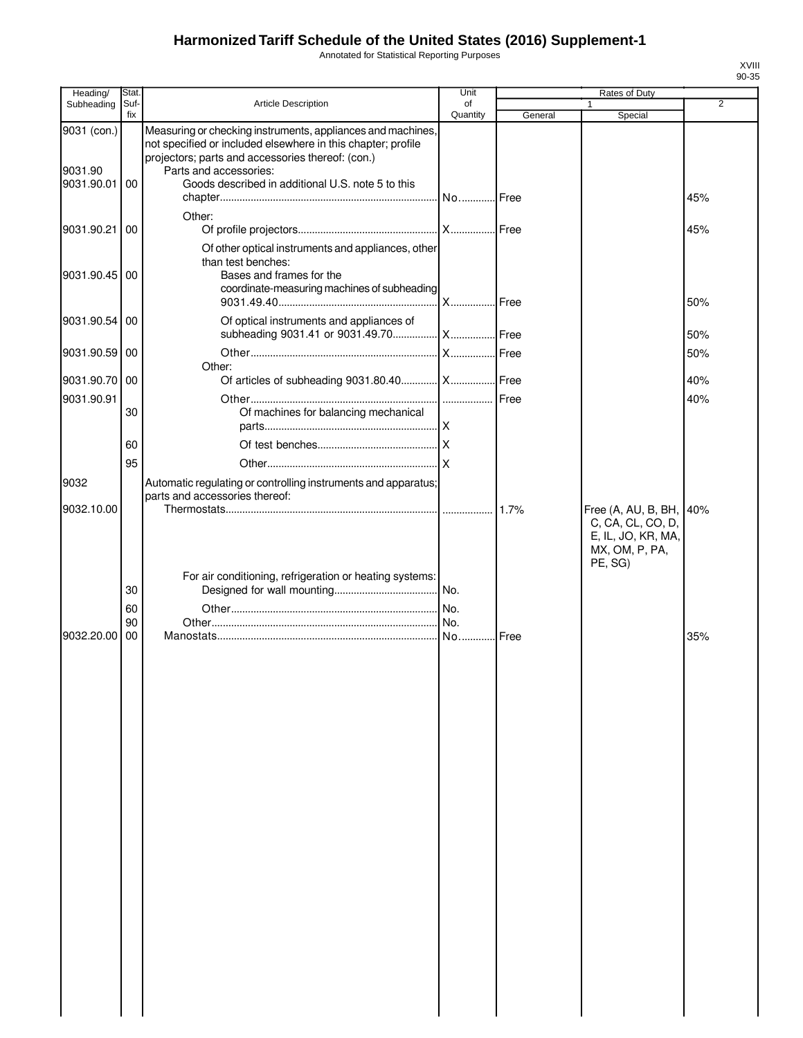# Harmonized Tariff Schedule of the United States (2016) Supplement-1

Annotated for Statistical Reporting Purposes

XVIII
90-35

| Heading/ Subheading | Stat. Suf-fix | Article Description | Unit of Quantity | Rates of Duty 1 General | Special | 2 |
|---|---|---|---|---|---|---|
| 9031 (con.) | | Measuring or checking instruments, appliances and machines, not specified or included elsewhere in this chapter; profile projectors; parts and accessories thereof: (con.) | | | | |
| 9031.90 | | Parts and accessories: | | | | |
| 9031.90.01 | 00 | Goods described in additional U.S. note 5 to this chapter | No. | Free | | 45% |
| | | Other: | | | | |
| 9031.90.21 | 00 | Of profile projectors | X | Free | | 45% |
| | | Of other optical instruments and appliances, other than test benches: | | | | |
| 9031.90.45 | 00 | Bases and frames for the coordinate-measuring machines of subheading 9031.49.40 | X | Free | | 50% |
| 9031.90.54 | 00 | Of optical instruments and appliances of subheading 9031.41 or 9031.49.70 | X | Free | | 50% |
| 9031.90.59 | 00 | Other | X | Free | | 50% |
| | | Other: | | | | |
| 9031.90.70 | 00 | Of articles of subheading 9031.80.40 | X | Free | | 40% |
| 9031.90.91 | | Other | | Free | | 40% |
| | 30 | Of machines for balancing mechanical parts | X | | | |
| | 60 | Of test benches | X | | | |
| | 95 | Other | X | | | |
| 9032 | | Automatic regulating or controlling instruments and apparatus; parts and accessories thereof: | | | | |
| 9032.10.00 | | Thermostats | | 1.7% | Free (A, AU, B, BH, C, CA, CL, CO, D, E, IL, JO, KR, MA, MX, OM, P, PA, PE, SG) | 40% |
| | | For air conditioning, refrigeration or heating systems: | | | | |
| | 30 | Designed for wall mounting | No. | | | |
| | 60 | Other | No. | | | |
| | 90 | Other | No. | | | |
| 9032.20.00 | 00 | Manostats | No. | Free | | 35% |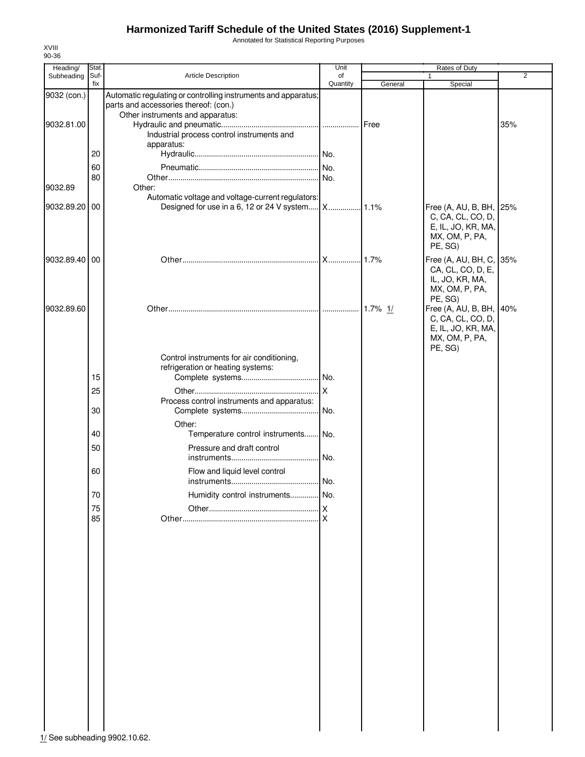# Harmonized Tariff Schedule of the United States (2016) Supplement-1

Annotated for Statistical Reporting Purposes

XVIII
90-36

| Heading/ Subheading | Stat. Suf- fix | Article Description | Unit of Quantity | Rates of Duty 1 General | Special | 2 |
|---|---|---|---|---|---|---|
| 9032 (con.) | | Automatic regulating or controlling instruments and apparatus; parts and accessories thereof: (con.) | | | | |
| | | Other instruments and apparatus: | | | | |
| 9032.81.00 | | Hydraulic and pneumatic | | Free | | 35% |
| | | Industrial process control instruments and apparatus: | | | | |
| | 20 | Hydraulic | No. | | | |
| | 60 | Pneumatic | No. | | | |
| | 80 | Other | No. | | | |
| 9032.89 | | Other: | | | | |
| | | Automatic voltage and voltage-current regulators: | | | | |
| 9032.89.20 | 00 | Designed for use in a 6, 12 or 24 V system | X | 1.1% | Free (A, AU, B, BH, C, CA, CL, CO, D, E, IL, JO, KR, MA, MX, OM, P, PA, PE, SG) | 25% |
| 9032.89.40 | 00 | Other | X | 1.7% | Free (A, AU, BH, C, CA, CL, CO, D, E, IL, JO, KR, MA, MX, OM, P, PA, PE, SG) | 35% |
| 9032.89.60 | | Other | | 1.7% 1/ | Free (A, AU, B, BH, C, CA, CL, CO, D, E, IL, JO, KR, MA, MX, OM, P, PA, PE, SG) | 40% |
| | | Control instruments for air conditioning, refrigeration or heating systems: | | | | |
| | 15 | Complete systems | No. | | | |
| | 25 | Other | X | | | |
| | | Process control instruments and apparatus: | | | | |
| | 30 | Complete systems | No. | | | |
| | | Other: | | | | |
| | 40 | Temperature control instruments | No. | | | |
| | 50 | Pressure and draft control instruments | No. | | | |
| | 60 | Flow and liquid level control instruments | No. | | | |
| | 70 | Humidity control instruments | No. | | | |
| | 75 | Other | X | | | |
| | 85 | Other | X | | | |

1/ See subheading 9902.10.62.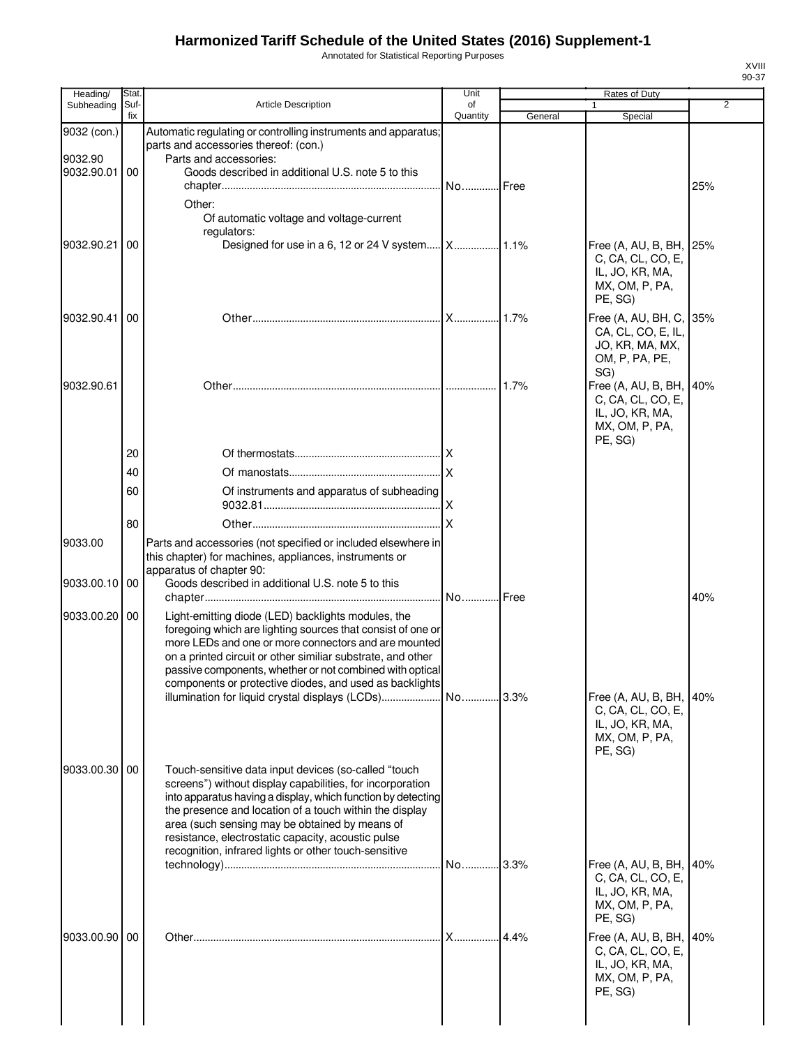# Harmonized Tariff Schedule of the United States (2016) Supplement-1

Annotated for Statistical Reporting Purposes

XVIII
90-37

| Heading/ Subheading | Stat. Suf- fix | Article Description | Unit of Quantity | Rates of Duty 1 General | Special | 2 |
|---|---|---|---|---|---|---|
| 9032 (con.) | | Automatic regulating or controlling instruments and apparatus; parts and accessories thereof: (con.) | | | | |
| 9032.90 | | Parts and accessories: | | | | |
| 9032.90.01 | 00 | Goods described in additional U.S. note 5 to this chapter | No. | Free | | 25% |
| | | Other: | | | | |
| | | Of automatic voltage and voltage-current regulators: | | | | |
| 9032.90.21 | 00 | Designed for use in a 6, 12 or 24 V system | X | 1.1% | Free (A, AU, B, BH, C, CA, CL, CO, E, IL, JO, KR, MA, MX, OM, P, PA, PE, SG) | 25% |
| 9032.90.41 | 00 | Other | X | 1.7% | Free (A, AU, BH, C, CA, CL, CO, E, IL, JO, KR, MA, MX, OM, P, PA, PE, SG) | 35% |
| 9032.90.61 | | Other | | 1.7% | Free (A, AU, B, BH, C, CA, CL, CO, E, IL, JO, KR, MA, MX, OM, P, PA, PE, SG) | 40% |
| | 20 | Of thermostats | X | | | |
| | 40 | Of manostats | X | | | |
| | 60 | Of instruments and apparatus of subheading 9032.81 | X | | | |
| | 80 | Other | X | | | |
| 9033.00 | | Parts and accessories (not specified or included elsewhere in this chapter) for machines, appliances, instruments or apparatus of chapter 90: | | | | |
| 9033.00.10 | 00 | Goods described in additional U.S. note 5 to this chapter | No. | Free | | 40% |
| 9033.00.20 | 00 | Light-emitting diode (LED) backlights modules, the foregoing which are lighting sources that consist of one or more LEDs and one or more connectors and are mounted on a printed circuit or other similiar substrate, and other passive components, whether or not combined with optical components or protective diodes, and used as backlights illumination for liquid crystal displays (LCDs) | No. | 3.3% | Free (A, AU, B, BH, C, CA, CL, CO, E, IL, JO, KR, MA, MX, OM, P, PA, PE, SG) | 40% |
| 9033.00.30 | 00 | Touch-sensitive data input devices (so-called "touch screens") without display capabilities, for incorporation into apparatus having a display, which function by detecting the presence and location of a touch within the display area (such sensing may be obtained by means of resistance, electrostatic capacity, acoustic pulse recognition, infrared lights or other touch-sensitive technology) | No. | 3.3% | Free (A, AU, B, BH, C, CA, CL, CO, E, IL, JO, KR, MA, MX, OM, P, PA, PE, SG) | 40% |
| 9033.00.90 | 00 | Other | X | 4.4% | Free (A, AU, B, BH, C, CA, CL, CO, E, IL, JO, KR, MA, MX, OM, P, PA, PE, SG) | 40% |